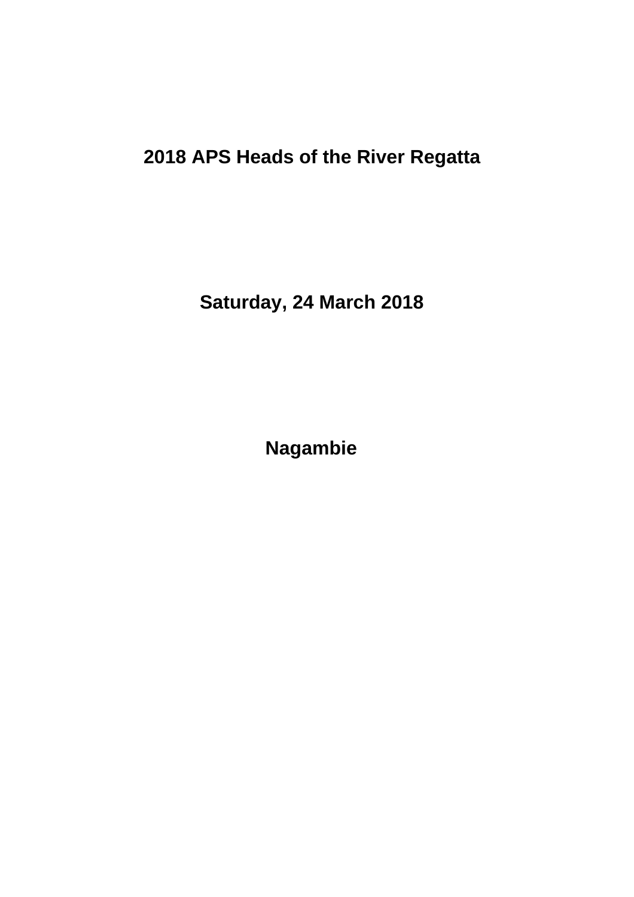# 2018 APS Heads of the River Regatta

## Saturday, 24 March 2018

## Nagambie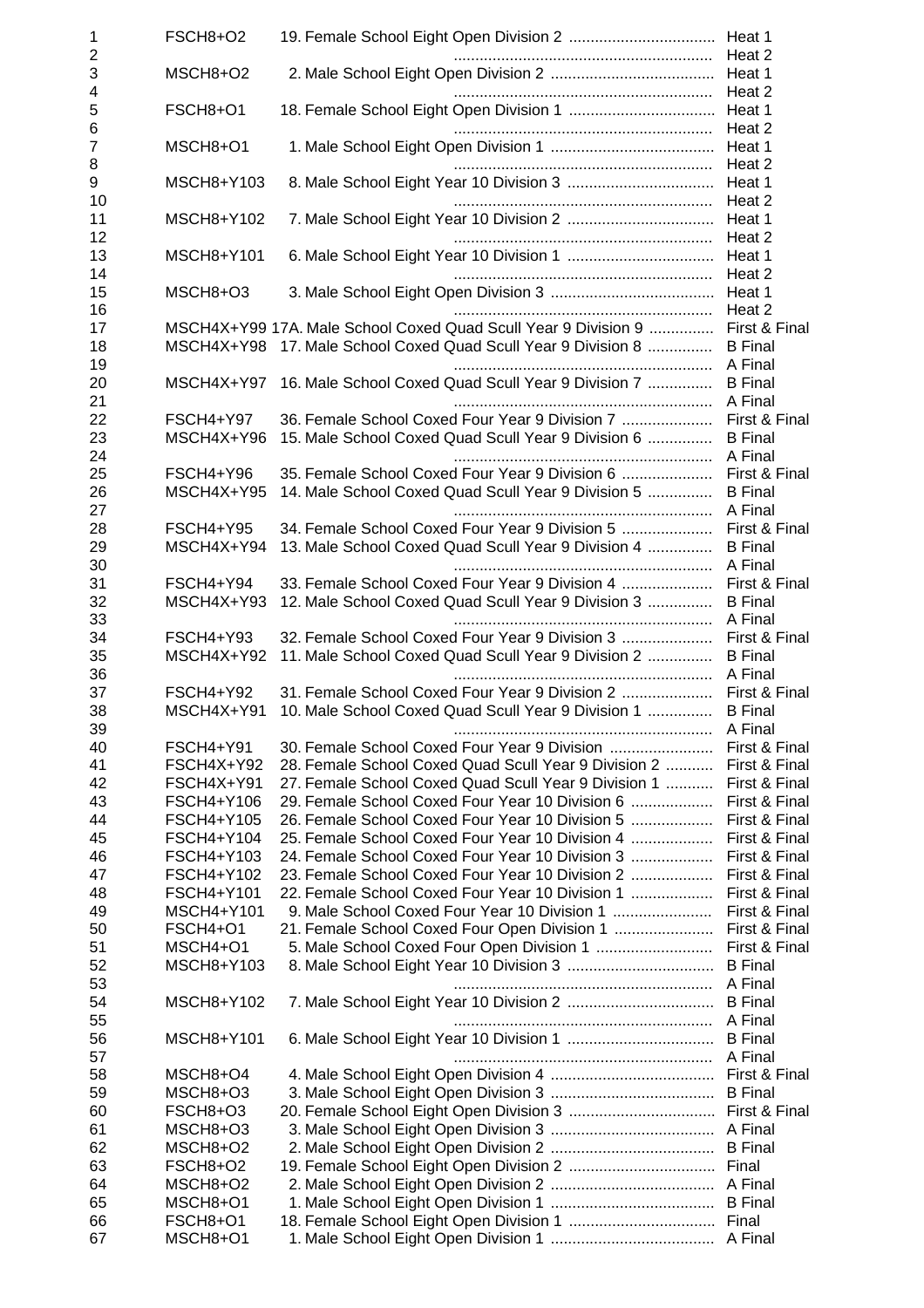| | | | |
|---|---|---|---|
| 1 | FSCH8+O2 | 19. Female School Eight Open Division 2 .................................. | Heat 1 |
| 2 | | ............................................................ | Heat 2 |
| 3 | MSCH8+O2 | 2. Male School Eight Open Division 2 ...................................... | Heat 1 |
| 4 | | ............................................................ | Heat 2 |
| 5 | FSCH8+O1 | 18. Female School Eight Open Division 1 .................................. | Heat 1 |
| 6 | | ............................................................ | Heat 2 |
| 7 | MSCH8+O1 | 1. Male School Eight Open Division 1 ...................................... | Heat 1 |
| 8 | | ............................................................ | Heat 2 |
| 9 | MSCH8+Y103 | 8. Male School Eight Year 10 Division 3 .................................. | Heat 1 |
| 10 | | ............................................................ | Heat 2 |
| 11 | MSCH8+Y102 | 7. Male School Eight Year 10 Division 2 .................................. | Heat 1 |
| 12 | | ............................................................ | Heat 2 |
| 13 | MSCH8+Y101 | 6. Male School Eight Year 10 Division 1 .................................. | Heat 1 |
| 14 | | ............................................................ | Heat 2 |
| 15 | MSCH8+O3 | 3. Male School Eight Open Division 3 ...................................... | Heat 1 |
| 16 | | ............................................................ | Heat 2 |
| 17 | MSCH4X+Y99 | 17A. Male School Coxed Quad Scull Year 9 Division 9 ............... | First & Final |
| 18 | MSCH4X+Y98 | 17. Male School Coxed Quad Scull Year 9 Division 8 ............... | B Final |
| 19 | | ............................................................ | A Final |
| 20 | MSCH4X+Y97 | 16. Male School Coxed Quad Scull Year 9 Division 7 ............... | B Final |
| 21 | | ............................................................ | A Final |
| 22 | FSCH4+Y97 | 36. Female School Coxed Four Year 9 Division 7 ..................... | First & Final |
| 23 | MSCH4X+Y96 | 15. Male School Coxed Quad Scull Year 9 Division 6 ............... | B Final |
| 24 | | ............................................................ | A Final |
| 25 | FSCH4+Y96 | 35. Female School Coxed Four Year 9 Division 6 ..................... | First & Final |
| 26 | MSCH4X+Y95 | 14. Male School Coxed Quad Scull Year 9 Division 5 ............... | B Final |
| 27 | | ............................................................ | A Final |
| 28 | FSCH4+Y95 | 34. Female School Coxed Four Year 9 Division 5 ..................... | First & Final |
| 29 | MSCH4X+Y94 | 13. Male School Coxed Quad Scull Year 9 Division 4 ............... | B Final |
| 30 | | ............................................................ | A Final |
| 31 | FSCH4+Y94 | 33. Female School Coxed Four Year 9 Division 4 ..................... | First & Final |
| 32 | MSCH4X+Y93 | 12. Male School Coxed Quad Scull Year 9 Division 3 ............... | B Final |
| 33 | | ............................................................ | A Final |
| 34 | FSCH4+Y93 | 32. Female School Coxed Four Year 9 Division 3 ..................... | First & Final |
| 35 | MSCH4X+Y92 | 11. Male School Coxed Quad Scull Year 9 Division 2 ............... | B Final |
| 36 | | ............................................................ | A Final |
| 37 | FSCH4+Y92 | 31. Female School Coxed Four Year 9 Division 2 ..................... | First & Final |
| 38 | MSCH4X+Y91 | 10. Male School Coxed Quad Scull Year 9 Division 1 ............... | B Final |
| 39 | | ............................................................ | A Final |
| 40 | FSCH4+Y91 | 30. Female School Coxed Four Year 9 Division ........................ | First & Final |
| 41 | FSCH4X+Y92 | 28. Female School Coxed Quad Scull Year 9 Division 2 ........... | First & Final |
| 42 | FSCH4X+Y91 | 27. Female School Coxed Quad Scull Year 9 Division 1 ........... | First & Final |
| 43 | FSCH4+Y106 | 29. Female School Coxed Four Year 10 Division 6 ................... | First & Final |
| 44 | FSCH4+Y105 | 26. Female School Coxed Four Year 10 Division 5 ................... | First & Final |
| 45 | FSCH4+Y104 | 25. Female School Coxed Four Year 10 Division 4 ................... | First & Final |
| 46 | FSCH4+Y103 | 24. Female School Coxed Four Year 10 Division 3 ................... | First & Final |
| 47 | FSCH4+Y102 | 23. Female School Coxed Four Year 10 Division 2 ................... | First & Final |
| 48 | FSCH4+Y101 | 22. Female School Coxed Four Year 10 Division 1 ................... | First & Final |
| 49 | MSCH4+Y101 | 9. Male School Coxed Four Year 10 Division 1 ....................... | First & Final |
| 50 | FSCH4+O1 | 21. Female School Coxed Four Open Division 1 ....................... | First & Final |
| 51 | MSCH4+O1 | 5. Male School Coxed Four Open Division 1 ........................... | First & Final |
| 52 | MSCH8+Y103 | 8. Male School Eight Year 10 Division 3 .................................. | B Final |
| 53 | | ............................................................ | A Final |
| 54 | MSCH8+Y102 | 7. Male School Eight Year 10 Division 2 .................................. | B Final |
| 55 | | ............................................................ | A Final |
| 56 | MSCH8+Y101 | 6. Male School Eight Year 10 Division 1 .................................. | B Final |
| 57 | | ............................................................ | A Final |
| 58 | MSCH8+O4 | 4. Male School Eight Open Division 4 ...................................... | First & Final |
| 59 | MSCH8+O3 | 3. Male School Eight Open Division 3 ...................................... | B Final |
| 60 | FSCH8+O3 | 20. Female School Eight Open Division 3 .................................. | First & Final |
| 61 | MSCH8+O3 | 3. Male School Eight Open Division 3 ...................................... | A Final |
| 62 | MSCH8+O2 | 2. Male School Eight Open Division 2 ...................................... | B Final |
| 63 | FSCH8+O2 | 19. Female School Eight Open Division 2 .................................. | Final |
| 64 | MSCH8+O2 | 2. Male School Eight Open Division 2 ...................................... | A Final |
| 65 | MSCH8+O1 | 1. Male School Eight Open Division 1 ...................................... | B Final |
| 66 | FSCH8+O1 | 18. Female School Eight Open Division 1 .................................. | Final |
| 67 | MSCH8+O1 | 1. Male School Eight Open Division 1 ...................................... | A Final |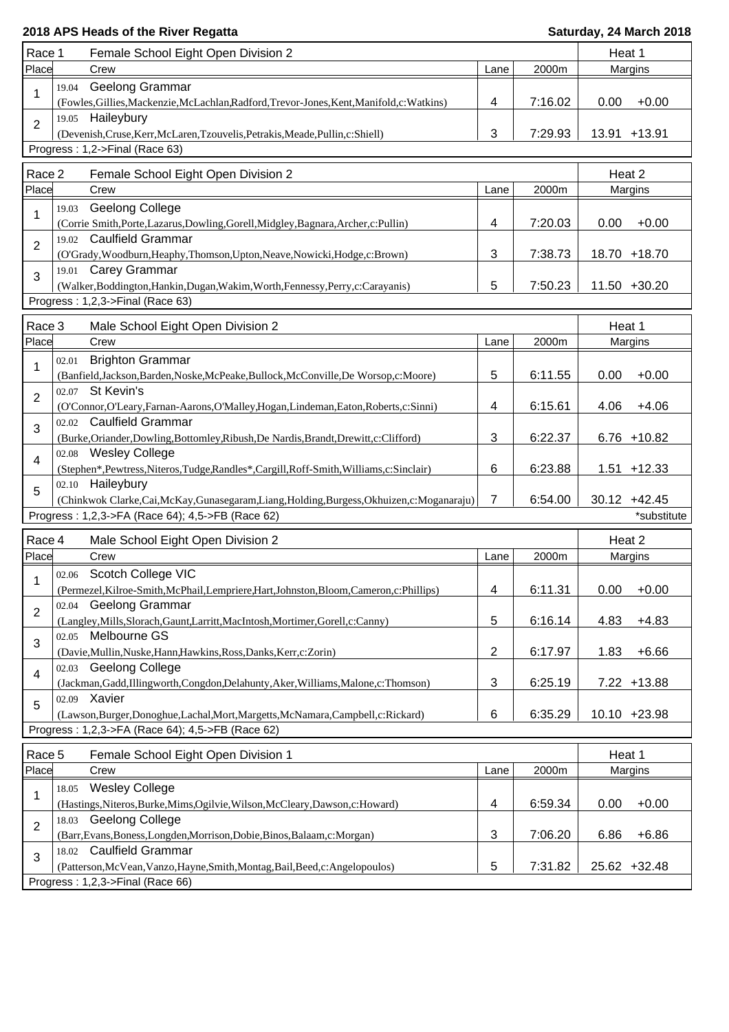**2018 APS Heads of the River Regatta** — **Saturday, 24 March 2018**

| Race 1 | Female School Eight Open Division 2 | | | Heat 1 | |
|---|---|---|---|---|---|
| Place | Crew | Lane | 2000m | Margins | |
| 1 | 19.04 Geelong Grammar (Fowles,Gillies,Mackenzie,McLachlan,Radford,Trevor-Jones,Kent,Manifold,c:Watkins) | 4 | 7:16.02 | 0.00 | +0.00 |
| 2 | 19.05 Haileybury (Devenish,Cruse,Kerr,McLaren,Tzouvelis,Petrakis,Meade,Pullin,c:Shiell) | 3 | 7:29.93 | 13.91 | +13.91 |

Progress : 1,2->Final (Race 63)

| Race 2 | Female School Eight Open Division 2 | | | Heat 2 | |
|---|---|---|---|---|---|
| Place | Crew | Lane | 2000m | Margins | |
| 1 | 19.03 Geelong College (Corrie Smith,Porte,Lazarus,Dowling,Gorell,Midgley,Bagnara,Archer,c:Pullin) | 4 | 7:20.03 | 0.00 | +0.00 |
| 2 | 19.02 Caulfield Grammar (O'Grady,Woodburn,Heaphy,Thomson,Upton,Neave,Nowicki,Hodge,c:Brown) | 3 | 7:38.73 | 18.70 | +18.70 |
| 3 | 19.01 Carey Grammar (Walker,Boddington,Hankin,Dugan,Wakim,Worth,Fennessy,Perry,c:Carayanis) | 5 | 7:50.23 | 11.50 | +30.20 |

Progress : 1,2,3->Final (Race 63)

| Race 3 | Male School Eight Open Division 2 | | | Heat 1 | |
|---|---|---|---|---|---|
| Place | Crew | Lane | 2000m | Margins | |
| 1 | 02.01 Brighton Grammar (Banfield,Jackson,Barden,Noske,McPeake,Bullock,McConville,De Worsop,c:Moore) | 5 | 6:11.55 | 0.00 | +0.00 |
| 2 | 02.07 St Kevin's (O'Connor,O'Leary,Farnan-Aarons,O'Malley,Hogan,Lindeman,Eaton,Roberts,c:Sinni) | 4 | 6:15.61 | 4.06 | +4.06 |
| 3 | 02.02 Caulfield Grammar (Burke,Oriander,Dowling,Bottomley,Ribush,De Nardis,Brandt,Drewitt,c:Clifford) | 3 | 6:22.37 | 6.76 | +10.82 |
| 4 | 02.08 Wesley College (Stephen*,Pewtress,Niteros,Tudge,Randles*,Cargill,Roff-Smith,Williams,c:Sinclair) | 6 | 6:23.88 | 1.51 | +12.33 |
| 5 | 02.10 Haileybury (Chinkwok Clarke,Cai,McKay,Gunasegaram,Liang,Holding,Burgess,Okhuizen,c:Moganaraju) | 7 | 6:54.00 | 30.12 | +42.45 |

Progress : 1,2,3->FA (Race 64); 4,5->FB (Race 62) — *substitute

| Race 4 | Male School Eight Open Division 2 | | | Heat 2 | |
|---|---|---|---|---|---|
| Place | Crew | Lane | 2000m | Margins | |
| 1 | 02.06 Scotch College VIC (Permezel,Kilroe-Smith,McPhail,Lempriere,Hart,Johnston,Bloom,Cameron,c:Phillips) | 4 | 6:11.31 | 0.00 | +0.00 |
| 2 | 02.04 Geelong Grammar (Langley,Mills,Slorach,Gaunt,Larritt,MacIntosh,Mortimer,Gorell,c:Canny) | 5 | 6:16.14 | 4.83 | +4.83 |
| 3 | 02.05 Melbourne GS (Davie,Mullin,Nuske,Hann,Hawkins,Ross,Danks,Kerr,c:Zorin) | 2 | 6:17.97 | 1.83 | +6.66 |
| 4 | 02.03 Geelong College (Jackman,Gadd,Illingworth,Congdon,Delahunty,Aker,Williams,Malone,c:Thomson) | 3 | 6:25.19 | 7.22 | +13.88 |
| 5 | 02.09 Xavier (Lawson,Burger,Donoghue,Lachal,Mort,Margetts,McNamara,Campbell,c:Rickard) | 6 | 6:35.29 | 10.10 | +23.98 |

Progress : 1,2,3->FA (Race 64); 4,5->FB (Race 62)

| Race 5 | Female School Eight Open Division 1 | | | Heat 1 | |
|---|---|---|---|---|---|
| Place | Crew | Lane | 2000m | Margins | |
| 1 | 18.05 Wesley College (Hastings,Niteros,Burke,Mims,Ogilvie,Wilson,McCleary,Dawson,c:Howard) | 4 | 6:59.34 | 0.00 | +0.00 |
| 2 | 18.03 Geelong College (Barr,Evans,Boness,Longden,Morrison,Dobie,Binos,Balaam,c:Morgan) | 3 | 7:06.20 | 6.86 | +6.86 |
| 3 | 18.02 Caulfield Grammar (Patterson,McVean,Vanzo,Hayne,Smith,Montag,Bail,Beed,c:Angelopoulos) | 5 | 7:31.82 | 25.62 | +32.48 |

Progress : 1,2,3->Final (Race 66)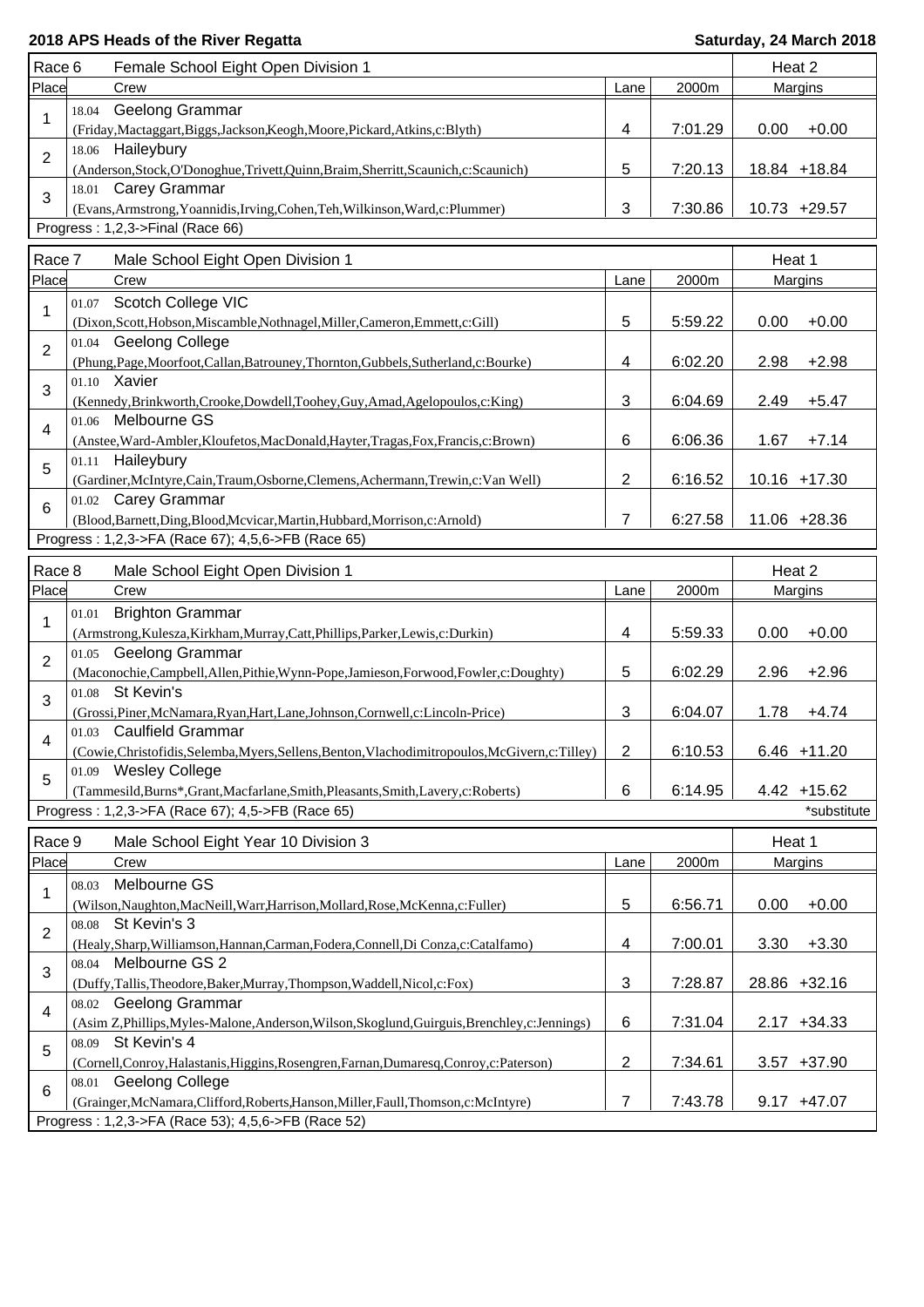**2018 APS Heads of the River Regatta** **Saturday, 24 March 2018**

| Race 6 | Female School Eight Open Division 1 | | | Heat 2 | |
|---|---|---|---|---|---|
| Place | Crew | Lane | 2000m | Margins | |
| 1 | 18.04 Geelong Grammar (Friday,Mactaggart,Biggs,Jackson,Keogh,Moore,Pickard,Atkins,c:Blyth) | 4 | 7:01.29 | 0.00 | +0.00 |
| 2 | 18.06 Haileybury (Anderson,Stock,O'Donoghue,Trivett,Quinn,Braim,Sherritt,Scaunich,c:Scaunich) | 5 | 7:20.13 | 18.84 | +18.84 |
| 3 | 18.01 Carey Grammar (Evans,Armstrong,Yoannidis,Irving,Cohen,Teh,Wilkinson,Ward,c:Plummer) | 3 | 7:30.86 | 10.73 | +29.57 |

Progress : 1,2,3->Final (Race 66)

| Race 7 | Male School Eight Open Division 1 | | | Heat 1 | |
|---|---|---|---|---|---|
| Place | Crew | Lane | 2000m | Margins | |
| 1 | 01.07 Scotch College VIC (Dixon,Scott,Hobson,Miscamble,Nothnagel,Miller,Cameron,Emmett,c:Gill) | 5 | 5:59.22 | 0.00 | +0.00 |
| 2 | 01.04 Geelong College (Phung,Page,Moorfoot,Callan,Batrouney,Thornton,Gubbels,Sutherland,c:Bourke) | 4 | 6:02.20 | 2.98 | +2.98 |
| 3 | 01.10 Xavier (Kennedy,Brinkworth,Crooke,Dowdell,Toohey,Guy,Amad,Agelopoulos,c:King) | 3 | 6:04.69 | 2.49 | +5.47 |
| 4 | 01.06 Melbourne GS (Anstee,Ward-Ambler,Kloufetos,MacDonald,Hayter,Tragas,Fox,Francis,c:Brown) | 6 | 6:06.36 | 1.67 | +7.14 |
| 5 | 01.11 Haileybury (Gardiner,McIntyre,Cain,Traum,Osborne,Clemens,Achermann,Trewin,c:Van Well) | 2 | 6:16.52 | 10.16 | +17.30 |
| 6 | 01.02 Carey Grammar (Blood,Barnett,Ding,Blood,Mcvicar,Martin,Hubbard,Morrison,c:Arnold) | 7 | 6:27.58 | 11.06 | +28.36 |

Progress : 1,2,3->FA (Race 67); 4,5,6->FB (Race 65)

| Race 8 | Male School Eight Open Division 1 | | | Heat 2 | |
|---|---|---|---|---|---|
| Place | Crew | Lane | 2000m | Margins | |
| 1 | 01.01 Brighton Grammar (Armstrong,Kulesza,Kirkham,Murray,Catt,Phillips,Parker,Lewis,c:Durkin) | 4 | 5:59.33 | 0.00 | +0.00 |
| 2 | 01.05 Geelong Grammar (Maconochie,Campbell,Allen,Pithie,Wynn-Pope,Jamieson,Forwood,Fowler,c:Doughty) | 5 | 6:02.29 | 2.96 | +2.96 |
| 3 | 01.08 St Kevin's (Grossi,Piner,McNamara,Ryan,Hart,Lane,Johnson,Cornwell,c:Lincoln-Price) | 3 | 6:04.07 | 1.78 | +4.74 |
| 4 | 01.03 Caulfield Grammar (Cowie,Christofidis,Selemba,Myers,Sellens,Benton,Vlachodimitropoulos,McGivern,c:Tilley) | 2 | 6:10.53 | 6.46 | +11.20 |
| 5 | 01.09 Wesley College (Tammesild,Burns*,Grant,Macfarlane,Smith,Pleasants,Smith,Lavery,c:Roberts) | 6 | 6:14.95 | 4.42 | +15.62 |

Progress : 1,2,3->FA (Race 67); 4,5->FB (Race 65) *substitute

| Race 9 | Male School Eight Year 10 Division 3 | | | Heat 1 | |
|---|---|---|---|---|---|
| Place | Crew | Lane | 2000m | Margins | |
| 1 | 08.03 Melbourne GS (Wilson,Naughton,MacNeill,Warr,Harrison,Mollard,Rose,McKenna,c:Fuller) | 5 | 6:56.71 | 0.00 | +0.00 |
| 2 | 08.08 St Kevin's 3 (Healy,Sharp,Williamson,Hannan,Carman,Fodera,Connell,Di Conza,c:Catalfamo) | 4 | 7:00.01 | 3.30 | +3.30 |
| 3 | 08.04 Melbourne GS 2 (Duffy,Tallis,Theodore,Baker,Murray,Thompson,Waddell,Nicol,c:Fox) | 3 | 7:28.87 | 28.86 | +32.16 |
| 4 | 08.02 Geelong Grammar (Asim Z,Phillips,Myles-Malone,Anderson,Wilson,Skoglund,Guirguis,Brenchley,c:Jennings) | 6 | 7:31.04 | 2.17 | +34.33 |
| 5 | 08.09 St Kevin's 4 (Cornell,Conroy,Halastanis,Higgins,Rosengren,Farnan,Dumaresq,Conroy,c:Paterson) | 2 | 7:34.61 | 3.57 | +37.90 |
| 6 | 08.01 Geelong College (Grainger,McNamara,Clifford,Roberts,Hanson,Miller,Faull,Thomson,c:McIntyre) | 7 | 7:43.78 | 9.17 | +47.07 |

Progress : 1,2,3->FA (Race 53); 4,5,6->FB (Race 52)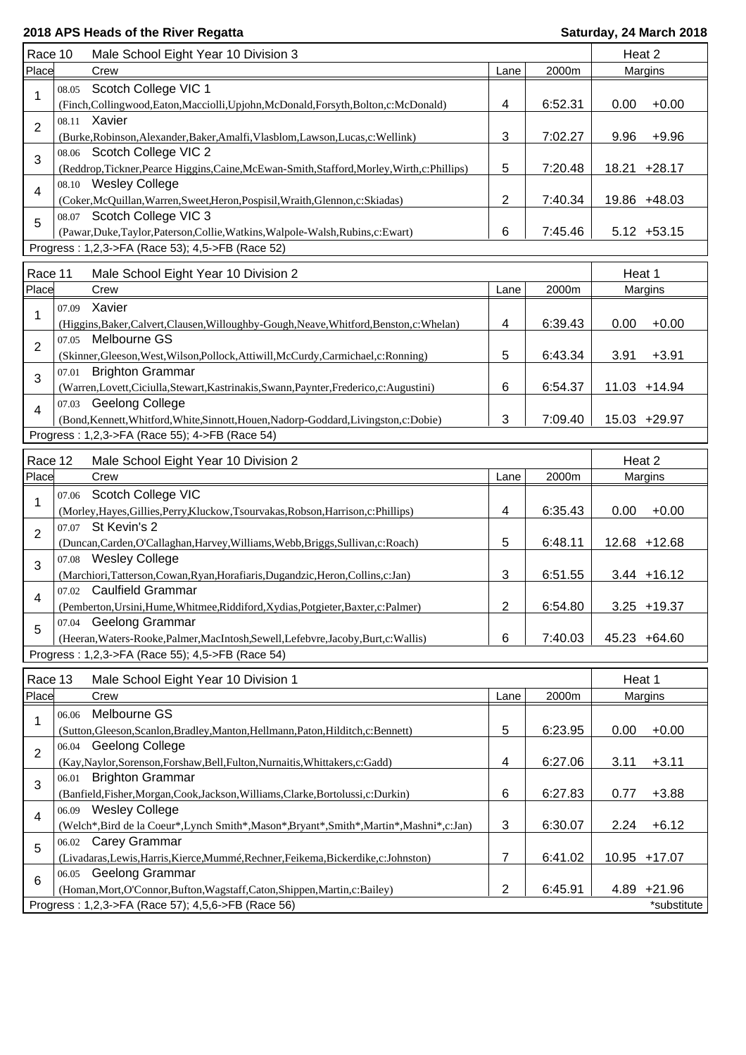**2018 APS Heads of the River Regatta** **Saturday, 24 March 2018**

| Race 10 | Male School Eight Year 10 Division 3 | | | Heat 2 |
|---|---|---|---|---|
| Place | Crew | Lane | 2000m | Margins |
| 1 | 08.05 Scotch College VIC 1 (Finch,Collingwood,Eaton,Macciolli,Upjohn,McDonald,Forsyth,Bolton,c:McDonald) | 4 | 6:52.31 | 0.00 +0.00 |
| 2 | 08.11 Xavier (Burke,Robinson,Alexander,Baker,Amalfi,Vlasblom,Lawson,Lucas,c:Wellink) | 3 | 7:02.27 | 9.96 +9.96 |
| 3 | 08.06 Scotch College VIC 2 (Reddrop,Tickner,Pearce Higgins,Caine,McEwan-Smith,Stafford,Morley,Wirth,c:Phillips) | 5 | 7:20.48 | 18.21 +28.17 |
| 4 | 08.10 Wesley College (Coker,McQuillan,Warren,Sweet,Heron,Pospisil,Wraith,Glennon,c:Skiadas) | 2 | 7:40.34 | 19.86 +48.03 |
| 5 | 08.07 Scotch College VIC 3 (Pawar,Duke,Taylor,Paterson,Collie,Watkins,Walpole-Walsh,Rubins,c:Ewart) | 6 | 7:45.46 | 5.12 +53.15 |

Progress : 1,2,3->FA (Race 53); 4,5->FB (Race 52)

| Race 11 | Male School Eight Year 10 Division 2 | | | Heat 1 |
|---|---|---|---|---|
| Place | Crew | Lane | 2000m | Margins |
| 1 | 07.09 Xavier (Higgins,Baker,Calvert,Clausen,Willoughby-Gough,Neave,Whitford,Benston,c:Whelan) | 4 | 6:39.43 | 0.00 +0.00 |
| 2 | 07.05 Melbourne GS (Skinner,Gleeson,West,Wilson,Pollock,Attiwill,McCurdy,Carmichael,c:Ronning) | 5 | 6:43.34 | 3.91 +3.91 |
| 3 | 07.01 Brighton Grammar (Warren,Lovett,Ciciulla,Stewart,Kastrinakis,Swann,Paynter,Frederico,c:Augustini) | 6 | 6:54.37 | 11.03 +14.94 |
| 4 | 07.03 Geelong College (Bond,Kennett,Whitford,White,Sinnott,Houen,Nadorp-Goddard,Livingston,c:Dobie) | 3 | 7:09.40 | 15.03 +29.97 |

Progress : 1,2,3->FA (Race 55); 4->FB (Race 54)

| Race 12 | Male School Eight Year 10 Division 2 | | | Heat 2 |
|---|---|---|---|---|
| Place | Crew | Lane | 2000m | Margins |
| 1 | 07.06 Scotch College VIC (Morley,Hayes,Gillies,Perry,Kluckow,Tsourvakas,Robson,Harrison,c:Phillips) | 4 | 6:35.43 | 0.00 +0.00 |
| 2 | 07.07 St Kevin's 2 (Duncan,Carden,O'Callaghan,Harvey,Williams,Webb,Briggs,Sullivan,c:Roach) | 5 | 6:48.11 | 12.68 +12.68 |
| 3 | 07.08 Wesley College (Marchiori,Tatterson,Cowan,Ryan,Horafiaris,Dugandzic,Heron,Collins,c:Jan) | 3 | 6:51.55 | 3.44 +16.12 |
| 4 | 07.02 Caulfield Grammar (Pemberton,Ursini,Hume,Whitmee,Riddiford,Xydias,Potgieter,Baxter,c:Palmer) | 2 | 6:54.80 | 3.25 +19.37 |
| 5 | 07.04 Geelong Grammar (Heeran,Waters-Rooke,Palmer,MacIntosh,Sewell,Lefebvre,Jacoby,Burt,c:Wallis) | 6 | 7:40.03 | 45.23 +64.60 |

Progress : 1,2,3->FA (Race 55); 4,5->FB (Race 54)

| Race 13 | Male School Eight Year 10 Division 1 | | | Heat 1 |
|---|---|---|---|---|
| Place | Crew | Lane | 2000m | Margins |
| 1 | 06.06 Melbourne GS (Sutton,Gleeson,Scanlon,Bradley,Manton,Hellmann,Paton,Hilditch,c:Bennett) | 5 | 6:23.95 | 0.00 +0.00 |
| 2 | 06.04 Geelong College (Kay,Naylor,Sorenson,Forshaw,Bell,Fulton,Nurnaitis,Whittakers,c:Gadd) | 4 | 6:27.06 | 3.11 +3.11 |
| 3 | 06.01 Brighton Grammar (Banfield,Fisher,Morgan,Cook,Jackson,Williams,Clarke,Bortolussi,c:Durkin) | 6 | 6:27.83 | 0.77 +3.88 |
| 4 | 06.09 Wesley College (Welch*,Bird de la Coeur*,Lynch Smith*,Mason*,Bryant*,Smith*,Martin*,Mashni*,c:Jan) | 3 | 6:30.07 | 2.24 +6.12 |
| 5 | 06.02 Carey Grammar (Livadaras,Lewis,Harris,Kierce,Mummé,Rechner,Feikema,Bickerdike,c:Johnston) | 7 | 6:41.02 | 10.95 +17.07 |
| 6 | 06.05 Geelong Grammar (Homan,Mort,O'Connor,Bufton,Wagstaff,Caton,Shippen,Martin,c:Bailey) | 2 | 6:45.91 | 4.89 +21.96 |

Progress : 1,2,3->FA (Race 57); 4,5,6->FB (Race 56) *substitute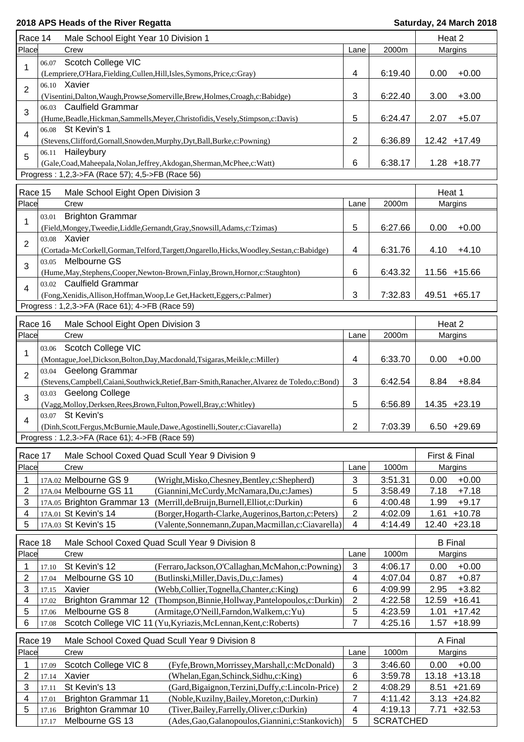**2018 APS Heads of the River Regatta** — **Saturday, 24 March 2018**

### Race 14 — Male School Eight Year 10 Division 1 — Heat 2

| Place | Crew | Lane | 2000m | Margins | |
|---|---|---|---|---|---|
| 1 | 06.07 Scotch College VIC (Lempriere,O'Hara,Fielding,Cullen,Hill,Isles,Symons,Price,c:Gray) | 4 | 6:19.40 | 0.00 | +0.00 |
| 2 | 06.10 Xavier (Visentini,Dalton,Waugh,Prowse,Somerville,Brew,Holmes,Croagh,c:Babidge) | 3 | 6:22.40 | 3.00 | +3.00 |
| 3 | 06.03 Caulfield Grammar (Hume,Beadle,Hickman,Sammells,Meyer,Christofidis,Vesely,Stimpson,c:Davis) | 5 | 6:24.47 | 2.07 | +5.07 |
| 4 | 06.08 St Kevin's 1 (Stevens,Clifford,Gornall,Snowden,Murphy,Dyt,Ball,Burke,c:Powning) | 2 | 6:36.89 | 12.42 | +17.49 |
| 5 | 06.11 Haileybury (Gale,Coad,Maheepala,Nolan,Jeffrey,Akdogan,Sherman,McPhee,c:Watt) | 6 | 6:38.17 | 1.28 | +18.77 |

Progress : 1,2,3->FA (Race 57); 4,5->FB (Race 56)

### Race 15 — Male School Eight Open Division 3 — Heat 1

| Place | Crew | Lane | 2000m | Margins | |
|---|---|---|---|---|---|
| 1 | 03.01 Brighton Grammar (Field,Mongey,Tweedie,Liddle,Gernandt,Gray,Snowsill,Adams,c:Tzimas) | 5 | 6:27.66 | 0.00 | +0.00 |
| 2 | 03.08 Xavier (Cortada-McCorkell,Gorman,Telford,Targett,Ongarello,Hicks,Woodley,Sestan,c:Babidge) | 4 | 6:31.76 | 4.10 | +4.10 |
| 3 | 03.05 Melbourne GS (Hume,May,Stephens,Cooper,Newton-Brown,Finlay,Brown,Hornor,c:Staughton) | 6 | 6:43.32 | 11.56 | +15.66 |
| 4 | 03.02 Caulfield Grammar (Fong,Xenidis,Allison,Hoffman,Woop,Le Get,Hackett,Eggers,c:Palmer) | 3 | 7:32.83 | 49.51 | +65.17 |

Progress : 1,2,3->FA (Race 61); 4->FB (Race 59)

### Race 16 — Male School Eight Open Division 3 — Heat 2

| Place | Crew | Lane | 2000m | Margins | |
|---|---|---|---|---|---|
| 1 | 03.06 Scotch College VIC (Montague,Joel,Dickson,Bolton,Day,Macdonald,Tsigaras,Meikle,c:Miller) | 4 | 6:33.70 | 0.00 | +0.00 |
| 2 | 03.04 Geelong Grammar (Stevens,Campbell,Caiani,Southwick,Retief,Barr-Smith,Ranacher,Alvarez de Toledo,c:Bond) | 3 | 6:42.54 | 8.84 | +8.84 |
| 3 | 03.03 Geelong College (Vagg,Molloy,Derksen,Rees,Brown,Fulton,Powell,Bray,c:Whitley) | 5 | 6:56.89 | 14.35 | +23.19 |
| 4 | 03.07 St Kevin's (Dinh,Scott,Fergus,McBurnie,Maule,Dawe,Agostinelli,Souter,c:Ciavarella) | 2 | 7:03.39 | 6.50 | +29.69 |

Progress : 1,2,3->FA (Race 61); 4->FB (Race 59)

### Race 17 — Male School Coxed Quad Scull Year 9 Division 9 — First & Final

| Place | Crew | | Lane | 1000m | Margins | |
|---|---|---|---|---|---|---|
| 1 | 17A.02 Melbourne GS 9 | (Wright,Misko,Chesney,Bentley,c:Shepherd) | 3 | 3:51.31 | 0.00 | +0.00 |
| 2 | 17A.04 Melbourne GS 11 | (Giannini,McCurdy,McNamara,Du,c:James) | 5 | 3:58.49 | 7.18 | +7.18 |
| 3 | 17A.05 Brighton Grammar 13 | (Merrill,deBruijn,Burnell,Elliot,c:Durkin) | 6 | 4:00.48 | 1.99 | +9.17 |
| 4 | 17A.01 St Kevin's 14 | (Borger,Hogarth-Clarke,Augerinos,Barton,c:Peters) | 2 | 4:02.09 | 1.61 | +10.78 |
| 5 | 17A.03 St Kevin's 15 | (Valente,Sonnemann,Zupan,Macmillan,c:Ciavarella) | 4 | 4:14.49 | 12.40 | +23.18 |

### Race 18 — Male School Coxed Quad Scull Year 9 Division 8 — B Final

| Place | Crew | | Lane | 1000m | Margins | |
|---|---|---|---|---|---|---|
| 1 | 17.10 St Kevin's 12 | (Ferraro,Jackson,O'Callaghan,McMahon,c:Powning) | 3 | 4:06.17 | 0.00 | +0.00 |
| 2 | 17.04 Melbourne GS 10 | (Butlinski,Miller,Davis,Du,c:James) | 4 | 4:07.04 | 0.87 | +0.87 |
| 3 | 17.15 Xavier | (Webb,Collier,Tognella,Chanter,c:King) | 6 | 4:09.99 | 2.95 | +3.82 |
| 4 | 17.02 Brighton Grammar 12 | (Thompson,Binnie,Hollway,Pantelopoulos,c:Durkin) | 2 | 4:22.58 | 12.59 | +16.41 |
| 5 | 17.06 Melbourne GS 8 | (Armitage,O'Neill,Farndon,Walkem,c:Yu) | 5 | 4:23.59 | 1.01 | +17.42 |
| 6 | 17.08 Scotch College VIC 11 | (Yu,Kyriazis,McLennan,Kent,c:Roberts) | 7 | 4:25.16 | 1.57 | +18.99 |

### Race 19 — Male School Coxed Quad Scull Year 9 Division 8 — A Final

| Place | Crew | | Lane | 1000m | Margins | |
|---|---|---|---|---|---|---|
| 1 | 17.09 Scotch College VIC 8 | (Fyfe,Brown,Morrissey,Marshall,c:McDonald) | 3 | 3:46.60 | 0.00 | +0.00 |
| 2 | 17.14 Xavier | (Whelan,Egan,Schinck,Sidhu,c:King) | 6 | 3:59.78 | 13.18 | +13.18 |
| 3 | 17.11 St Kevin's 13 | (Gard,Bigaignon,Terzini,Duffy,c:Lincoln-Price) | 2 | 4:08.29 | 8.51 | +21.69 |
| 4 | 17.01 Brighton Grammar 11 | (Noble,Kuzilny,Bailey,Moreton,c:Durkin) | 7 | 4:11.42 | 3.13 | +24.82 |
| 5 | 17.16 Brighton Grammar 10 | (Tiver,Bailey,Farrelly,Oliver,c:Durkin) | 4 | 4:19.13 | 7.71 | +32.53 |
| | 17.17 Melbourne GS 13 | (Ades,Gao,Galanopoulos,Giannini,c:Stankovich) | 5 | SCRATCHED | | |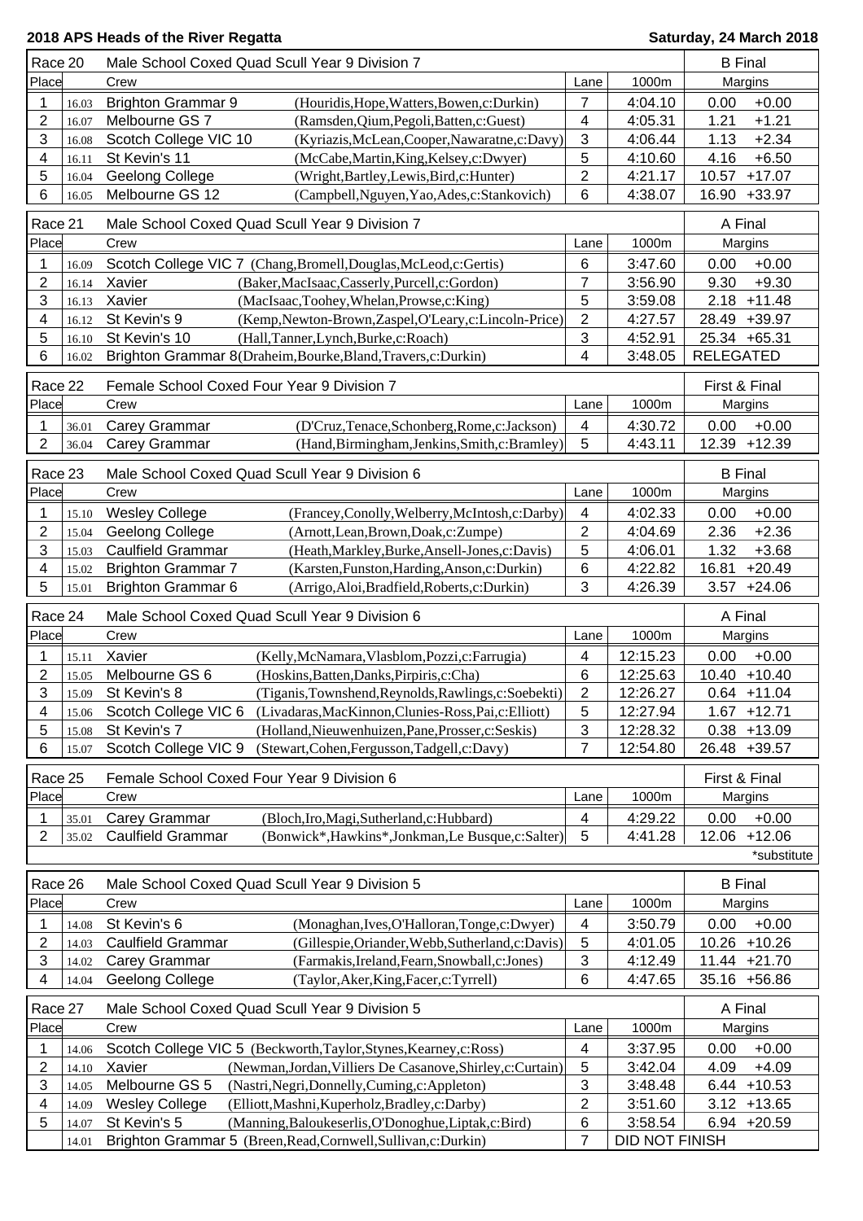**2018 APS Heads of the River Regatta** — **Saturday, 24 March 2018**

| Race 20 | | Male School Coxed Quad Scull Year 9 Division 7 | | | | B Final | |
|---|---|---|---|---|---|---|---|
| Place | | Crew | | Lane | 1000m | Margins | |
| 1 | 16.03 | Brighton Grammar 9 | (Houridis,Hope,Watters,Bowen,c:Durkin) | 7 | 4:04.10 | 0.00 | +0.00 |
| 2 | 16.07 | Melbourne GS 7 | (Ramsden,Qium,Pegoli,Batten,c:Guest) | 4 | 4:05.31 | 1.21 | +1.21 |
| 3 | 16.08 | Scotch College VIC 10 | (Kyriazis,McLean,Cooper,Nawaratne,c:Davy) | 3 | 4:06.44 | 1.13 | +2.34 |
| 4 | 16.11 | St Kevin's 11 | (McCabe,Martin,King,Kelsey,c:Dwyer) | 5 | 4:10.60 | 4.16 | +6.50 |
| 5 | 16.04 | Geelong College | (Wright,Bartley,Lewis,Bird,c:Hunter) | 2 | 4:21.17 | 10.57 | +17.07 |
| 6 | 16.05 | Melbourne GS 12 | (Campbell,Nguyen,Yao,Ades,c:Stankovich) | 6 | 4:38.07 | 16.90 | +33.97 |

| Race 21 | | Male School Coxed Quad Scull Year 9 Division 7 | | | | A Final | |
|---|---|---|---|---|---|---|---|
| Place | | Crew | | Lane | 1000m | Margins | |
| 1 | 16.09 | Scotch College VIC 7 | (Chang,Bromell,Douglas,McLeod,c:Gertis) | 6 | 3:47.60 | 0.00 | +0.00 |
| 2 | 16.14 | Xavier | (Baker,MacIsaac,Casserly,Purcell,c:Gordon) | 7 | 3:56.90 | 9.30 | +9.30 |
| 3 | 16.13 | Xavier | (MacIsaac,Toohey,Whelan,Prowse,c:King) | 5 | 3:59.08 | 2.18 | +11.48 |
| 4 | 16.12 | St Kevin's 9 | (Kemp,Newton-Brown,Zaspel,O'Leary,c:Lincoln-Price) | 2 | 4:27.57 | 28.49 | +39.97 |
| 5 | 16.10 | St Kevin's 10 | (Hall,Tanner,Lynch,Burke,c:Roach) | 3 | 4:52.91 | 25.34 | +65.31 |
| 6 | 16.02 | Brighton Grammar 8 | (Draheim,Bourke,Bland,Travers,c:Durkin) | 4 | 3:48.05 | RELEGATED | |

| Race 22 | | Female School Coxed Four Year 9 Division 7 | | | | First & Final | |
|---|---|---|---|---|---|---|---|
| Place | | Crew | | Lane | 1000m | Margins | |
| 1 | 36.01 | Carey Grammar | (D'Cruz,Tenace,Schonberg,Rome,c:Jackson) | 4 | 4:30.72 | 0.00 | +0.00 |
| 2 | 36.04 | Carey Grammar | (Hand,Birmingham,Jenkins,Smith,c:Bramley) | 5 | 4:43.11 | 12.39 | +12.39 |

| Race 23 | | Male School Coxed Quad Scull Year 9 Division 6 | | | | B Final | |
|---|---|---|---|---|---|---|---|
| Place | | Crew | | Lane | 1000m | Margins | |
| 1 | 15.10 | Wesley College | (Francey,Conolly,Welberry,McIntosh,c:Darby) | 4 | 4:02.33 | 0.00 | +0.00 |
| 2 | 15.04 | Geelong College | (Arnott,Lean,Brown,Doak,c:Zumpe) | 2 | 4:04.69 | 2.36 | +2.36 |
| 3 | 15.03 | Caulfield Grammar | (Heath,Markley,Burke,Ansell-Jones,c:Davis) | 5 | 4:06.01 | 1.32 | +3.68 |
| 4 | 15.02 | Brighton Grammar 7 | (Karsten,Funston,Harding,Anson,c:Durkin) | 6 | 4:22.82 | 16.81 | +20.49 |
| 5 | 15.01 | Brighton Grammar 6 | (Arrigo,Aloi,Bradfield,Roberts,c:Durkin) | 3 | 4:26.39 | 3.57 | +24.06 |

| Race 24 | | Male School Coxed Quad Scull Year 9 Division 6 | | | | A Final | |
|---|---|---|---|---|---|---|---|
| Place | | Crew | | Lane | 1000m | Margins | |
| 1 | 15.11 | Xavier | (Kelly,McNamara,Vlasblom,Pozzi,c:Farrugia) | 4 | 12:15.23 | 0.00 | +0.00 |
| 2 | 15.05 | Melbourne GS 6 | (Hoskins,Batten,Danks,Pirpiris,c:Cha) | 6 | 12:25.63 | 10.40 | +10.40 |
| 3 | 15.09 | St Kevin's 8 | (Tiganis,Townshend,Reynolds,Rawlings,c:Soebekti) | 2 | 12:26.27 | 0.64 | +11.04 |
| 4 | 15.06 | Scotch College VIC 6 | (Livadaras,MacKinnon,Clunies-Ross,Pai,c:Elliott) | 5 | 12:27.94 | 1.67 | +12.71 |
| 5 | 15.08 | St Kevin's 7 | (Holland,Nieuwenhuizen,Pane,Prosser,c:Seskis) | 3 | 12:28.32 | 0.38 | +13.09 |
| 6 | 15.07 | Scotch College VIC 9 | (Stewart,Cohen,Fergusson,Tadgell,c:Davy) | 7 | 12:54.80 | 26.48 | +39.57 |

| Race 25 | | Female School Coxed Four Year 9 Division 6 | | | | First & Final | |
|---|---|---|---|---|---|---|---|
| Place | | Crew | | Lane | 1000m | Margins | |
| 1 | 35.01 | Carey Grammar | (Bloch,Iro,Magi,Sutherland,c:Hubbard) | 4 | 4:29.22 | 0.00 | +0.00 |
| 2 | 35.02 | Caulfield Grammar | (Bonwick*,Hawkins*,Jonkman,Le Busque,c:Salter) | 5 | 4:41.28 | 12.06 | +12.06 |

*substitute

| Race 26 | | Male School Coxed Quad Scull Year 9 Division 5 | | | | B Final | |
|---|---|---|---|---|---|---|---|
| Place | | Crew | | Lane | 1000m | Margins | |
| 1 | 14.08 | St Kevin's 6 | (Monaghan,Ives,O'Halloran,Tonge,c:Dwyer) | 4 | 3:50.79 | 0.00 | +0.00 |
| 2 | 14.03 | Caulfield Grammar | (Gillespie,Oriander,Webb,Sutherland,c:Davis) | 5 | 4:01.05 | 10.26 | +10.26 |
| 3 | 14.02 | Carey Grammar | (Farmakis,Ireland,Fearn,Snowball,c:Jones) | 3 | 4:12.49 | 11.44 | +21.70 |
| 4 | 14.04 | Geelong College | (Taylor,Aker,King,Facer,c:Tyrrell) | 6 | 4:47.65 | 35.16 | +56.86 |

| Race 27 | | Male School Coxed Quad Scull Year 9 Division 5 | | | | A Final | |
|---|---|---|---|---|---|---|---|
| Place | | Crew | | Lane | 1000m | Margins | |
| 1 | 14.06 | Scotch College VIC 5 | (Beckworth,Taylor,Stynes,Kearney,c:Ross) | 4 | 3:37.95 | 0.00 | +0.00 |
| 2 | 14.10 | Xavier | (Newman,Jordan,Villiers De Casanove,Shirley,c:Curtain) | 5 | 3:42.04 | 4.09 | +4.09 |
| 3 | 14.05 | Melbourne GS 5 | (Nastri,Negri,Donnelly,Cuming,c:Appleton) | 3 | 3:48.48 | 6.44 | +10.53 |
| 4 | 14.09 | Wesley College | (Elliott,Mashni,Kuperholz,Bradley,c:Darby) | 2 | 3:51.60 | 3.12 | +13.65 |
| 5 | 14.07 | St Kevin's 5 | (Manning,Baloukeserlis,O'Donoghue,Liptak,c:Bird) | 6 | 3:58.54 | 6.94 | +20.59 |
| | 14.01 | Brighton Grammar 5 | (Breen,Read,Cornwell,Sullivan,c:Durkin) | 7 | DID NOT FINISH | | |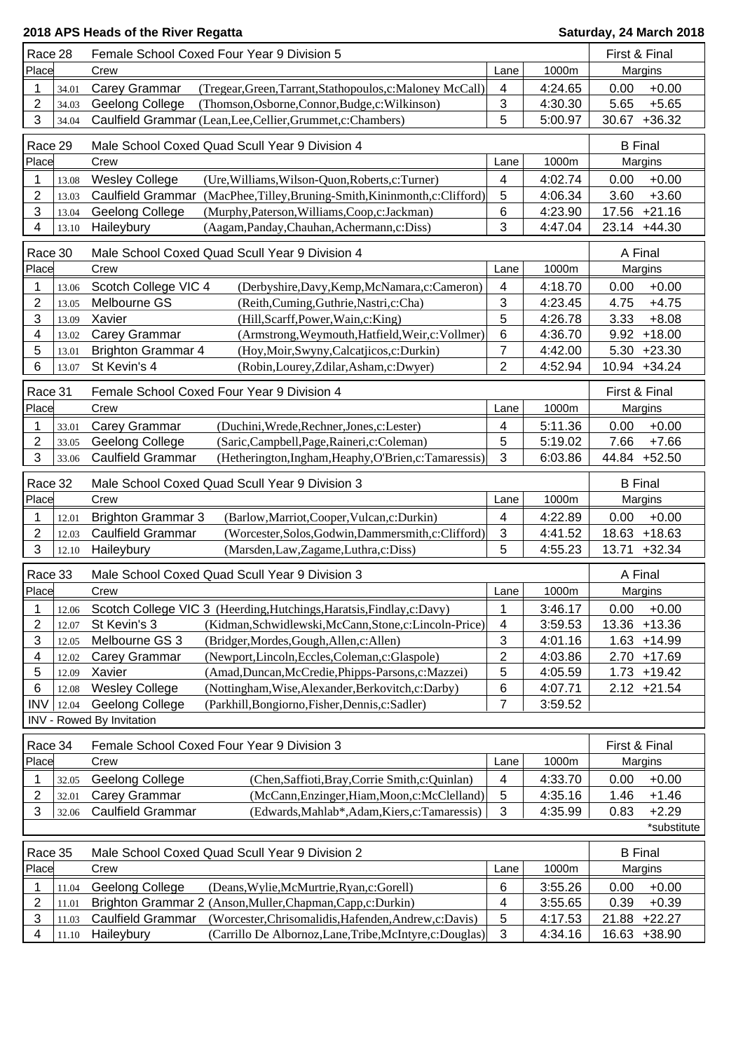## 2018 APS Heads of the River Regatta

**Saturday, 24 March 2018**

### Race 28 — Female School Coxed Four Year 9 Division 5 — First & Final

| Place | | Crew | | Lane | 1000m | Margins | |
|---|---|---|---|---|---|---|---|
| 1 | 34.01 | Carey Grammar | (Tregear,Green,Tarrant,Stathopoulos,c:Maloney McCall) | 4 | 4:24.65 | 0.00 | +0.00 |
| 2 | 34.03 | Geelong College | (Thomson,Osborne,Connor,Budge,c:Wilkinson) | 3 | 4:30.30 | 5.65 | +5.65 |
| 3 | 34.04 | Caulfield Grammar | (Lean,Lee,Cellier,Grummet,c:Chambers) | 5 | 5:00.97 | 30.67 | +36.32 |

### Race 29 — Male School Coxed Quad Scull Year 9 Division 4 — B Final

| Place | | Crew | | Lane | 1000m | Margins | |
|---|---|---|---|---|---|---|---|
| 1 | 13.08 | Wesley College | (Ure,Williams,Wilson-Quon,Roberts,c:Turner) | 4 | 4:02.74 | 0.00 | +0.00 |
| 2 | 13.03 | Caulfield Grammar | (MacPhee,Tilley,Bruning-Smith,Kininmonth,c:Clifford) | 5 | 4:06.34 | 3.60 | +3.60 |
| 3 | 13.04 | Geelong College | (Murphy,Paterson,Williams,Coop,c:Jackman) | 6 | 4:23.90 | 17.56 | +21.16 |
| 4 | 13.10 | Haileybury | (Aagam,Panday,Chauhan,Achermann,c:Diss) | 3 | 4:47.04 | 23.14 | +44.30 |

### Race 30 — Male School Coxed Quad Scull Year 9 Division 4 — A Final

| Place | | Crew | | Lane | 1000m | Margins | |
|---|---|---|---|---|---|---|---|
| 1 | 13.06 | Scotch College VIC 4 | (Derbyshire,Davy,Kemp,McNamara,c:Cameron) | 4 | 4:18.70 | 0.00 | +0.00 |
| 2 | 13.05 | Melbourne GS | (Reith,Cuming,Guthrie,Nastri,c:Cha) | 3 | 4:23.45 | 4.75 | +4.75 |
| 3 | 13.09 | Xavier | (Hill,Scarff,Power,Wain,c:King) | 5 | 4:26.78 | 3.33 | +8.08 |
| 4 | 13.02 | Carey Grammar | (Armstrong,Weymouth,Hatfield,Weir,c:Vollmer) | 6 | 4:36.70 | 9.92 | +18.00 |
| 5 | 13.01 | Brighton Grammar 4 | (Hoy,Moir,Swyny,Calcatjicos,c:Durkin) | 7 | 4:42.00 | 5.30 | +23.30 |
| 6 | 13.07 | St Kevin's 4 | (Robin,Lourey,Zdilar,Asham,c:Dwyer) | 2 | 4:52.94 | 10.94 | +34.24 |

### Race 31 — Female School Coxed Four Year 9 Division 4 — First & Final

| Place | | Crew | | Lane | 1000m | Margins | |
|---|---|---|---|---|---|---|---|
| 1 | 33.01 | Carey Grammar | (Duchini,Wrede,Rechner,Jones,c:Lester) | 4 | 5:11.36 | 0.00 | +0.00 |
| 2 | 33.05 | Geelong College | (Saric,Campbell,Page,Raineri,c:Coleman) | 5 | 5:19.02 | 7.66 | +7.66 |
| 3 | 33.06 | Caulfield Grammar | (Hetherington,Ingham,Heaphy,O'Brien,c:Tamaressis) | 3 | 6:03.86 | 44.84 | +52.50 |

### Race 32 — Male School Coxed Quad Scull Year 9 Division 3 — B Final

| Place | | Crew | | Lane | 1000m | Margins | |
|---|---|---|---|---|---|---|---|
| 1 | 12.01 | Brighton Grammar 3 | (Barlow,Marriot,Cooper,Vulcan,c:Durkin) | 4 | 4:22.89 | 0.00 | +0.00 |
| 2 | 12.03 | Caulfield Grammar | (Worcester,Solos,Godwin,Dammersmith,c:Clifford) | 3 | 4:41.52 | 18.63 | +18.63 |
| 3 | 12.10 | Haileybury | (Marsden,Law,Zagame,Luthra,c:Diss) | 5 | 4:55.23 | 13.71 | +32.34 |

### Race 33 — Male School Coxed Quad Scull Year 9 Division 3 — A Final

| Place | | Crew | | Lane | 1000m | Margins | |
|---|---|---|---|---|---|---|---|
| 1 | 12.06 | Scotch College VIC 3 | (Heerding,Hutchings,Haratsis,Findlay,c:Davy) | 1 | 3:46.17 | 0.00 | +0.00 |
| 2 | 12.07 | St Kevin's 3 | (Kidman,Schwidlewski,McCann,Stone,c:Lincoln-Price) | 4 | 3:59.53 | 13.36 | +13.36 |
| 3 | 12.05 | Melbourne GS 3 | (Bridger,Mordes,Gough,Allen,c:Allen) | 3 | 4:01.16 | 1.63 | +14.99 |
| 4 | 12.02 | Carey Grammar | (Newport,Lincoln,Eccles,Coleman,c:Glaspole) | 2 | 4:03.86 | 2.70 | +17.69 |
| 5 | 12.09 | Xavier | (Amad,Duncan,McCredie,Phipps-Parsons,c:Mazzei) | 5 | 4:05.59 | 1.73 | +19.42 |
| 6 | 12.08 | Wesley College | (Nottingham,Wise,Alexander,Berkovitch,c:Darby) | 6 | 4:07.71 | 2.12 | +21.54 |
| INV | 12.04 | Geelong College | (Parkhill,Bongiorno,Fisher,Dennis,c:Sadler) | 7 | 3:59.52 | | |

INV - Rowed By Invitation

### Race 34 — Female School Coxed Four Year 9 Division 3 — First & Final

| Place | | Crew | | Lane | 1000m | Margins | |
|---|---|---|---|---|---|---|---|
| 1 | 32.05 | Geelong College | (Chen,Saffioti,Bray,Corrie Smith,c:Quinlan) | 4 | 4:33.70 | 0.00 | +0.00 |
| 2 | 32.01 | Carey Grammar | (McCann,Enzinger,Hiam,Moon,c:McClelland) | 5 | 4:35.16 | 1.46 | +1.46 |
| 3 | 32.06 | Caulfield Grammar | (Edwards,Mahlab*,Adam,Kiers,c:Tamaressis) | 3 | 4:35.99 | 0.83 | +2.29 |

*substitute

### Race 35 — Male School Coxed Quad Scull Year 9 Division 2 — B Final

| Place | | Crew | | Lane | 1000m | Margins | |
|---|---|---|---|---|---|---|---|
| 1 | 11.04 | Geelong College | (Deans,Wylie,McMurtrie,Ryan,c:Gorell) | 6 | 3:55.26 | 0.00 | +0.00 |
| 2 | 11.01 | Brighton Grammar 2 | (Anson,Muller,Chapman,Capp,c:Durkin) | 4 | 3:55.65 | 0.39 | +0.39 |
| 3 | 11.03 | Caulfield Grammar | (Worcester,Chrisomalidis,Hafenden,Andrew,c:Davis) | 5 | 4:17.53 | 21.88 | +22.27 |
| 4 | 11.10 | Haileybury | (Carrillo De Albornoz,Lane,Tribe,McIntyre,c:Douglas) | 3 | 4:34.16 | 16.63 | +38.90 |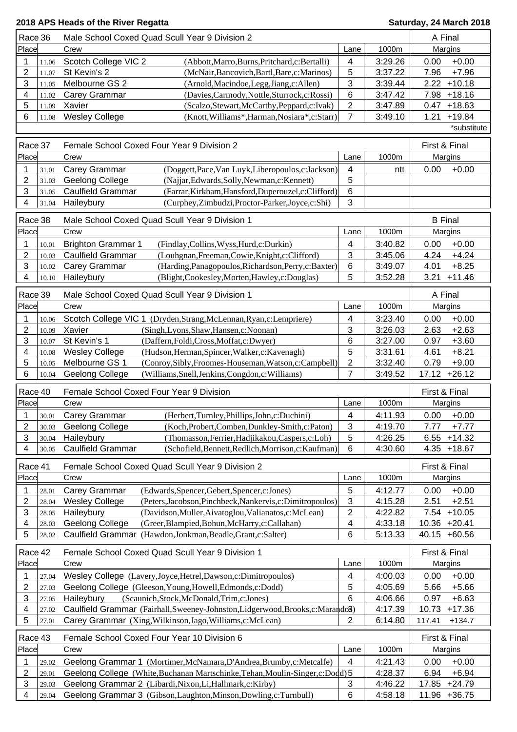**2018 APS Heads of the River Regatta** — **Saturday, 24 March 2018**

| Race 36 | | Male School Coxed Quad Scull Year 9 Division 2 | | | | A Final | |
|---|---|---|---|---|---|---|---|
| Place | | Crew | | Lane | 1000m | Margins | |
| 1 | 11.06 | Scotch College VIC 2 | (Abbott,Marro,Burns,Pritchard,c:Bertalli) | 4 | 3:29.26 | 0.00 | +0.00 |
| 2 | 11.07 | St Kevin's 2 | (McNair,Bancovich,Bartl,Bare,c:Marinos) | 5 | 3:37.22 | 7.96 | +7.96 |
| 3 | 11.05 | Melbourne GS 2 | (Arnold,Macindoe,Legg,Jiang,c:Allen) | 3 | 3:39.44 | 2.22 | +10.18 |
| 4 | 11.02 | Carey Grammar | (Davies,Carmody,Nottle,Sturrock,c:Rossi) | 6 | 3:47.42 | 7.98 | +18.16 |
| 5 | 11.09 | Xavier | (Scalzo,Stewart,McCarthy,Peppard,c:Ivak) | 2 | 3:47.89 | 0.47 | +18.63 |
| 6 | 11.08 | Wesley College | (Knott,Williams*,Harman,Nosiara*,c:Starr) | 7 | 3:49.10 | 1.21 | +19.84 |
| | | | | | | | *substitute |

| Race 37 | | Female School Coxed Four Year 9 Division 2 | | | | First & Final | |
|---|---|---|---|---|---|---|---|
| Place | | Crew | | Lane | 1000m | Margins | |
| 1 | 31.01 | Carey Grammar | (Doggett,Pace,Van Luyk,Liberopoulos,c:Jackson) | 4 | ntt | 0.00 | +0.00 |
| 2 | 31.03 | Geelong College | (Najjar,Edwards,Solly,Newman,c:Kennett) | 5 | | | |
| 3 | 31.05 | Caulfield Grammar | (Farrar,Kirkham,Hansford,Duperouzel,c:Clifford) | 6 | | | |
| 4 | 31.04 | Haileybury | (Curphey,Zimbudzi,Proctor-Parker,Joyce,c:Shi) | 3 | | | |

| Race 38 | | Male School Coxed Quad Scull Year 9 Division 1 | | | | B Final | |
|---|---|---|---|---|---|---|---|
| Place | | Crew | | Lane | 1000m | Margins | |
| 1 | 10.01 | Brighton Grammar 1 | (Findlay,Collins,Wyss,Hurd,c:Durkin) | 4 | 3:40.82 | 0.00 | +0.00 |
| 2 | 10.03 | Caulfield Grammar | (Louhgnan,Freeman,Cowie,Knight,c:Clifford) | 3 | 3:45.06 | 4.24 | +4.24 |
| 3 | 10.02 | Carey Grammar | (Harding,Panagopoulos,Richardson,Perry,c:Baxter) | 6 | 3:49.07 | 4.01 | +8.25 |
| 4 | 10.10 | Haileybury | (Blight,Cookesley,Morten,Hawley,c:Douglas) | 5 | 3:52.28 | 3.21 | +11.46 |

| Race 39 | | Male School Coxed Quad Scull Year 9 Division 1 | | | | A Final | |
|---|---|---|---|---|---|---|---|
| Place | | Crew | | Lane | 1000m | Margins | |
| 1 | 10.06 | Scotch College VIC 1 | (Dryden,Strang,McLennan,Ryan,c:Lempriere) | 4 | 3:23.40 | 0.00 | +0.00 |
| 2 | 10.09 | Xavier | (Singh,Lyons,Shaw,Hansen,c:Noonan) | 3 | 3:26.03 | 2.63 | +2.63 |
| 3 | 10.07 | St Kevin's 1 | (Daffern,Foldi,Cross,Moffat,c:Dwyer) | 6 | 3:27.00 | 0.97 | +3.60 |
| 4 | 10.08 | Wesley College | (Hudson,Herman,Spincer,Walker,c:Kavenagh) | 5 | 3:31.61 | 4.61 | +8.21 |
| 5 | 10.05 | Melbourne GS 1 | (Conroy,Sibly,Froomes-Houseman,Watson,c:Campbell) | 2 | 3:32.40 | 0.79 | +9.00 |
| 6 | 10.04 | Geelong College | (Williams,Snell,Jenkins,Congdon,c:Williams) | 7 | 3:49.52 | 17.12 | +26.12 |

| Race 40 | | Female School Coxed Four Year 9 Division | | | | First & Final | |
|---|---|---|---|---|---|---|---|
| Place | | Crew | | Lane | 1000m | Margins | |
| 1 | 30.01 | Carey Grammar | (Herbert,Turnley,Phillips,John,c:Duchini) | 4 | 4:11.93 | 0.00 | +0.00 |
| 2 | 30.03 | Geelong College | (Koch,Probert,Comben,Dunkley-Smith,c:Paton) | 3 | 4:19.70 | 7.77 | +7.77 |
| 3 | 30.04 | Haileybury | (Thomasson,Ferrier,Hadjikakou,Caspers,c:Loh) | 5 | 4:26.25 | 6.55 | +14.32 |
| 4 | 30.05 | Caulfield Grammar | (Schofield,Bennett,Redlich,Morrison,c:Kaufman) | 6 | 4:30.60 | 4.35 | +18.67 |

| Race 41 | | Female School Coxed Quad Scull Year 9 Division 2 | | | | First & Final | |
|---|---|---|---|---|---|---|---|
| Place | | Crew | | Lane | 1000m | Margins | |
| 1 | 28.01 | Carey Grammar | (Edwards,Spencer,Gebert,Spencer,c:Jones) | 5 | 4:12.77 | 0.00 | +0.00 |
| 2 | 28.04 | Wesley College | (Peters,Jacobson,Pinchbeck,Nankervis,c:Dimitropoulos) | 3 | 4:15.28 | 2.51 | +2.51 |
| 3 | 28.05 | Haileybury | (Davidson,Muller,Aivatoglou,Valianatos,c:McLean) | 2 | 4:22.82 | 7.54 | +10.05 |
| 4 | 28.03 | Geelong College | (Greer,Blampied,Bohun,McHarry,c:Callahan) | 4 | 4:33.18 | 10.36 | +20.41 |
| 5 | 28.02 | Caulfield Grammar | (Hawdon,Jonkman,Beadle,Grant,c:Salter) | 6 | 5:13.33 | 40.15 | +60.56 |

| Race 42 | | Female School Coxed Quad Scull Year 9 Division 1 | | | | First & Final | |
|---|---|---|---|---|---|---|---|
| Place | | Crew | | Lane | 1000m | Margins | |
| 1 | 27.04 | Wesley College | (Lavery,Joyce,Hetrel,Dawson,c:Dimitropoulos) | 4 | 4:00.03 | 0.00 | +0.00 |
| 2 | 27.03 | Geelong College | (Gleeson,Young,Howell,Edmonds,c:Dodd) | 5 | 4:05.69 | 5.66 | +5.66 |
| 3 | 27.05 | Haileybury | (Scaunich,Stock,McDonald,Trim,c:Jones) | 6 | 4:06.66 | 0.97 | +6.63 |
| 4 | 27.02 | Caulfield Grammar | (Fairhall,Sweeney-Johnston,Lidgerwood,Brooks,c:Marando) | 3 | 4:17.39 | 10.73 | +17.36 |
| 5 | 27.01 | Carey Grammar | (Xing,Wilkinson,Jago,Williams,c:McLean) | 2 | 6:14.80 | 117.41 | +134.7 |

| Race 43 | | Female School Coxed Four Year 10 Division 6 | | | | First & Final | |
|---|---|---|---|---|---|---|---|
| Place | | Crew | | Lane | 1000m | Margins | |
| 1 | 29.02 | Geelong Grammar 1 | (Mortimer,McNamara,D'Andrea,Brumby,c:Metcalfe) | 4 | 4:21.43 | 0.00 | +0.00 |
| 2 | 29.01 | Geelong College | (White,Buchanan Martschinke,Tehan,Moulin-Singer,c:Dodd) | 5 | 4:28.37 | 6.94 | +6.94 |
| 3 | 29.03 | Geelong Grammar 2 | (Libardi,Nixon,Li,Hallmark,c:Kirby) | 3 | 4:46.22 | 17.85 | +24.79 |
| 4 | 29.04 | Geelong Grammar 3 | (Gibson,Laughton,Minson,Dowling,c:Turnbull) | 6 | 4:58.18 | 11.96 | +36.75 |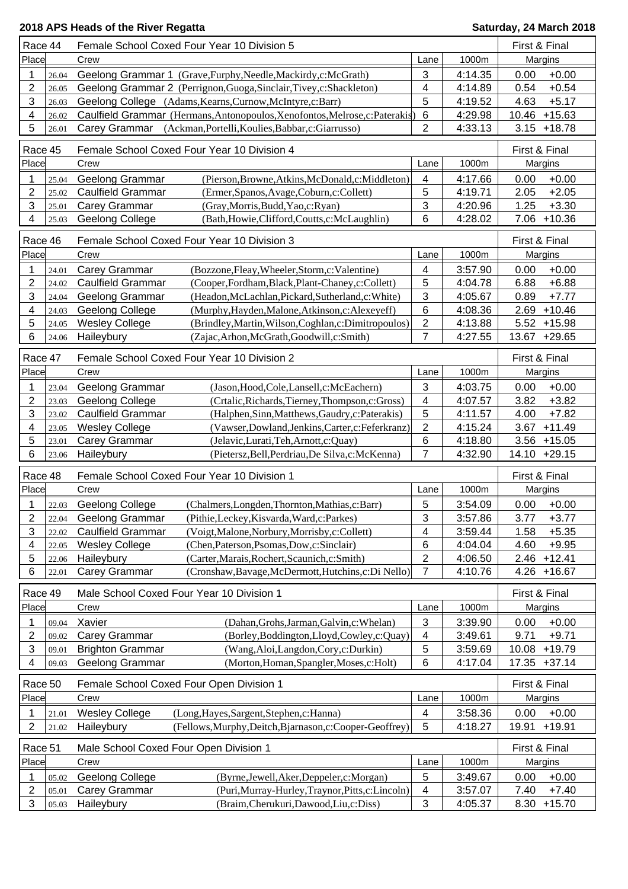**2018 APS Heads of the River Regatta** — **Saturday, 24 March 2018**

| Race 44 | | Female School Coxed Four Year 10 Division 5 | Lane | 1000m | First & Final Margins | |
|---|---|---|---|---|---|---|
| Place | | Crew | | | | |
| 1 | 26.04 | Geelong Grammar 1 (Grave,Furphy,Needle,Mackirdy,c:McGrath) | 3 | 4:14.35 | 0.00 | +0.00 |
| 2 | 26.05 | Geelong Grammar 2 (Perrignon,Guoga,Sinclair,Tivey,c:Shackleton) | 4 | 4:14.89 | 0.54 | +0.54 |
| 3 | 26.03 | Geelong College (Adams,Kearns,Curnow,McIntyre,c:Barr) | 5 | 4:19.52 | 4.63 | +5.17 |
| 4 | 26.02 | Caulfield Grammar (Hermans,Antonopoulos,Xenofontos,Melrose,c:Paterakis) | 6 | 4:29.98 | 10.46 | +15.63 |
| 5 | 26.01 | Carey Grammar (Ackman,Portelli,Koulies,Babbar,c:Giarrusso) | 2 | 4:33.13 | 3.15 | +18.78 |

| Race 45 | | Female School Coxed Four Year 10 Division 4 | | Lane | 1000m | First & Final Margins | |
|---|---|---|---|---|---|---|---|
| Place | | Crew | | | | | |
| 1 | 25.04 | Geelong Grammar | (Pierson,Browne,Atkins,McDonald,c:Middleton) | 4 | 4:17.66 | 0.00 | +0.00 |
| 2 | 25.02 | Caulfield Grammar | (Ermer,Spanos,Avage,Coburn,c:Collett) | 5 | 4:19.71 | 2.05 | +2.05 |
| 3 | 25.01 | Carey Grammar | (Gray,Morris,Budd,Yao,c:Ryan) | 3 | 4:20.96 | 1.25 | +3.30 |
| 4 | 25.03 | Geelong College | (Bath,Howie,Clifford,Coutts,c:McLaughlin) | 6 | 4:28.02 | 7.06 | +10.36 |

| Race 46 | | Female School Coxed Four Year 10 Division 3 | | Lane | 1000m | First & Final Margins | |
|---|---|---|---|---|---|---|---|
| Place | | Crew | | | | | |
| 1 | 24.01 | Carey Grammar | (Bozzone,Fleay,Wheeler,Storm,c:Valentine) | 4 | 3:57.90 | 0.00 | +0.00 |
| 2 | 24.02 | Caulfield Grammar | (Cooper,Fordham,Black,Plant-Chaney,c:Collett) | 5 | 4:04.78 | 6.88 | +6.88 |
| 3 | 24.04 | Geelong Grammar | (Headon,McLachlan,Pickard,Sutherland,c:White) | 3 | 4:05.67 | 0.89 | +7.77 |
| 4 | 24.03 | Geelong College | (Murphy,Hayden,Malone,Atkinson,c:Alexeyeff) | 6 | 4:08.36 | 2.69 | +10.46 |
| 5 | 24.05 | Wesley College | (Brindley,Martin,Wilson,Coghlan,c:Dimitropoulos) | 2 | 4:13.88 | 5.52 | +15.98 |
| 6 | 24.06 | Haileybury | (Zajac,Arhon,McGrath,Goodwill,c:Smith) | 7 | 4:27.55 | 13.67 | +29.65 |

| Race 47 | | Female School Coxed Four Year 10 Division 2 | | Lane | 1000m | First & Final Margins | |
|---|---|---|---|---|---|---|---|
| Place | | Crew | | | | | |
| 1 | 23.04 | Geelong Grammar | (Jason,Hood,Cole,Lansell,c:McEachern) | 3 | 4:03.75 | 0.00 | +0.00 |
| 2 | 23.03 | Geelong College | (Crtalic,Richards,Tierney,Thompson,c:Gross) | 4 | 4:07.57 | 3.82 | +3.82 |
| 3 | 23.02 | Caulfield Grammar | (Halphen,Sinn,Matthews,Gaudry,c:Paterakis) | 5 | 4:11.57 | 4.00 | +7.82 |
| 4 | 23.05 | Wesley College | (Vawser,Dowland,Jenkins,Carter,c:Feferkranz) | 2 | 4:15.24 | 3.67 | +11.49 |
| 5 | 23.01 | Carey Grammar | (Jelavic,Lurati,Teh,Arnott,c:Quay) | 6 | 4:18.80 | 3.56 | +15.05 |
| 6 | 23.06 | Haileybury | (Pietersz,Bell,Perdriau,De Silva,c:McKenna) | 7 | 4:32.90 | 14.10 | +29.15 |

| Race 48 | | Female School Coxed Four Year 10 Division 1 | | Lane | 1000m | First & Final Margins | |
|---|---|---|---|---|---|---|---|
| Place | | Crew | | | | | |
| 1 | 22.03 | Geelong College | (Chalmers,Longden,Thornton,Mathias,c:Barr) | 5 | 3:54.09 | 0.00 | +0.00 |
| 2 | 22.04 | Geelong Grammar | (Pithie,Leckey,Kisvarda,Ward,c:Parkes) | 3 | 3:57.86 | 3.77 | +3.77 |
| 3 | 22.02 | Caulfield Grammar | (Voigt,Malone,Norbury,Morrisby,c:Collett) | 4 | 3:59.44 | 1.58 | +5.35 |
| 4 | 22.05 | Wesley College | (Chen,Paterson,Psomas,Dow,c:Sinclair) | 6 | 4:04.04 | 4.60 | +9.95 |
| 5 | 22.06 | Haileybury | (Carter,Marais,Rochert,Scaunich,c:Smith) | 2 | 4:06.50 | 2.46 | +12.41 |
| 6 | 22.01 | Carey Grammar | (Cronshaw,Bavage,McDermott,Hutchins,c:Di Nello) | 7 | 4:10.76 | 4.26 | +16.67 |

| Race 49 | | Male School Coxed Four Year 10 Division 1 | | Lane | 1000m | First & Final Margins | |
|---|---|---|---|---|---|---|---|
| Place | | Crew | | | | | |
| 1 | 09.04 | Xavier | (Dahan,Grohs,Jarman,Galvin,c:Whelan) | 3 | 3:39.90 | 0.00 | +0.00 |
| 2 | 09.02 | Carey Grammar | (Borley,Boddington,Lloyd,Cowley,c:Quay) | 4 | 3:49.61 | 9.71 | +9.71 |
| 3 | 09.01 | Brighton Grammar | (Wang,Aloi,Langdon,Cory,c:Durkin) | 5 | 3:59.69 | 10.08 | +19.79 |
| 4 | 09.03 | Geelong Grammar | (Morton,Homan,Spangler,Moses,c:Holt) | 6 | 4:17.04 | 17.35 | +37.14 |

| Race 50 | | Female School Coxed Four Open Division 1 | | Lane | 1000m | First & Final Margins | |
|---|---|---|---|---|---|---|---|
| Place | | Crew | | | | | |
| 1 | 21.01 | Wesley College | (Long,Hayes,Sargent,Stephen,c:Hanna) | 4 | 3:58.36 | 0.00 | +0.00 |
| 2 | 21.02 | Haileybury | (Fellows,Murphy,Deitch,Bjarnason,c:Cooper-Geoffrey) | 5 | 4:18.27 | 19.91 | +19.91 |

| Race 51 | | Male School Coxed Four Open Division 1 | | Lane | 1000m | First & Final Margins | |
|---|---|---|---|---|---|---|---|
| Place | | Crew | | | | | |
| 1 | 05.02 | Geelong College | (Byrne,Jewell,Aker,Deppeler,c:Morgan) | 5 | 3:49.67 | 0.00 | +0.00 |
| 2 | 05.01 | Carey Grammar | (Puri,Murray-Hurley,Traynor,Pitts,c:Lincoln) | 4 | 3:57.07 | 7.40 | +7.40 |
| 3 | 05.03 | Haileybury | (Braim,Cherukuri,Dawood,Liu,c:Diss) | 3 | 4:05.37 | 8.30 | +15.70 |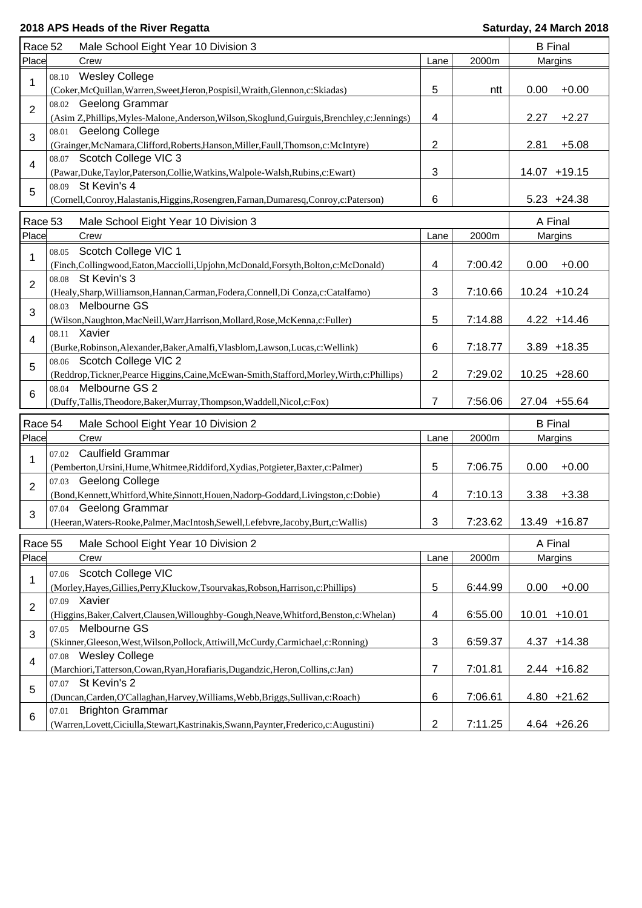**2018 APS Heads of the River Regatta** — **Saturday, 24 March 2018**

### Race 52 — Male School Eight Year 10 Division 3 — B Final

| Place | Crew | Lane | 2000m | Margins | |
|---|---|---|---|---|---|
| 1 | 08.10 Wesley College<br>(Coker,McQuillan,Warren,Sweet,Heron,Pospisil,Wraith,Glennon,c:Skiadas) | 5 | ntt | 0.00 | +0.00 |
| 2 | 08.02 Geelong Grammar<br>(Asim Z,Phillips,Myles-Malone,Anderson,Wilson,Skoglund,Guirguis,Brenchley,c:Jennings) | 4 | | 2.27 | +2.27 |
| 3 | 08.01 Geelong College<br>(Grainger,McNamara,Clifford,Roberts,Hanson,Miller,Faull,Thomson,c:McIntyre) | 2 | | 2.81 | +5.08 |
| 4 | 08.07 Scotch College VIC 3<br>(Pawar,Duke,Taylor,Paterson,Collie,Watkins,Walpole-Walsh,Rubins,c:Ewart) | 3 | | 14.07 | +19.15 |
| 5 | 08.09 St Kevin's 4<br>(Cornell,Conroy,Halastanis,Higgins,Rosengren,Farnan,Dumaresq,Conroy,c:Paterson) | 6 | | 5.23 | +24.38 |

### Race 53 — Male School Eight Year 10 Division 3 — A Final

| Place | Crew | Lane | 2000m | Margins | |
|---|---|---|---|---|---|
| 1 | 08.05 Scotch College VIC 1<br>(Finch,Collingwood,Eaton,Macciolli,Upjohn,McDonald,Forsyth,Bolton,c:McDonald) | 4 | 7:00.42 | 0.00 | +0.00 |
| 2 | 08.08 St Kevin's 3<br>(Healy,Sharp,Williamson,Hannan,Carman,Fodera,Connell,Di Conza,c:Catalfamo) | 3 | 7:10.66 | 10.24 | +10.24 |
| 3 | 08.03 Melbourne GS<br>(Wilson,Naughton,MacNeill,Warr,Harrison,Mollard,Rose,McKenna,c:Fuller) | 5 | 7:14.88 | 4.22 | +14.46 |
| 4 | 08.11 Xavier<br>(Burke,Robinson,Alexander,Baker,Amalfi,Vlasblom,Lawson,Lucas,c:Wellink) | 6 | 7:18.77 | 3.89 | +18.35 |
| 5 | 08.06 Scotch College VIC 2<br>(Reddrop,Tickner,Pearce Higgins,Caine,McEwan-Smith,Stafford,Morley,Wirth,c:Phillips) | 2 | 7:29.02 | 10.25 | +28.60 |
| 6 | 08.04 Melbourne GS 2<br>(Duffy,Tallis,Theodore,Baker,Murray,Thompson,Waddell,Nicol,c:Fox) | 7 | 7:56.06 | 27.04 | +55.64 |

### Race 54 — Male School Eight Year 10 Division 2 — B Final

| Place | Crew | Lane | 2000m | Margins | |
|---|---|---|---|---|---|
| 1 | 07.02 Caulfield Grammar<br>(Pemberton,Ursini,Hume,Whitmee,Riddiford,Xydias,Potgieter,Baxter,c:Palmer) | 5 | 7:06.75 | 0.00 | +0.00 |
| 2 | 07.03 Geelong College<br>(Bond,Kennett,Whitford,White,Sinnott,Houen,Nadorp-Goddard,Livingston,c:Dobie) | 4 | 7:10.13 | 3.38 | +3.38 |
| 3 | 07.04 Geelong Grammar<br>(Heeran,Waters-Rooke,Palmer,MacIntosh,Sewell,Lefebvre,Jacoby,Burt,c:Wallis) | 3 | 7:23.62 | 13.49 | +16.87 |

### Race 55 — Male School Eight Year 10 Division 2 — A Final

| Place | Crew | Lane | 2000m | Margins | |
|---|---|---|---|---|---|
| 1 | 07.06 Scotch College VIC<br>(Morley,Hayes,Gillies,Perry,Kluckow,Tsourvakas,Robson,Harrison,c:Phillips) | 5 | 6:44.99 | 0.00 | +0.00 |
| 2 | 07.09 Xavier<br>(Higgins,Baker,Calvert,Clausen,Willoughby-Gough,Neave,Whitford,Benston,c:Whelan) | 4 | 6:55.00 | 10.01 | +10.01 |
| 3 | 07.05 Melbourne GS<br>(Skinner,Gleeson,West,Wilson,Pollock,Attiwill,McCurdy,Carmichael,c:Ronning) | 3 | 6:59.37 | 4.37 | +14.38 |
| 4 | 07.08 Wesley College<br>(Marchiori,Tatterson,Cowan,Ryan,Horafiaris,Dugandzic,Heron,Collins,c:Jan) | 7 | 7:01.81 | 2.44 | +16.82 |
| 5 | 07.07 St Kevin's 2<br>(Duncan,Carden,O'Callaghan,Harvey,Williams,Webb,Briggs,Sullivan,c:Roach) | 6 | 7:06.61 | 4.80 | +21.62 |
| 6 | 07.01 Brighton Grammar<br>(Warren,Lovett,Ciciulla,Stewart,Kastrinakis,Swann,Paynter,Frederico,c:Augustini) | 2 | 7:11.25 | 4.64 | +26.26 |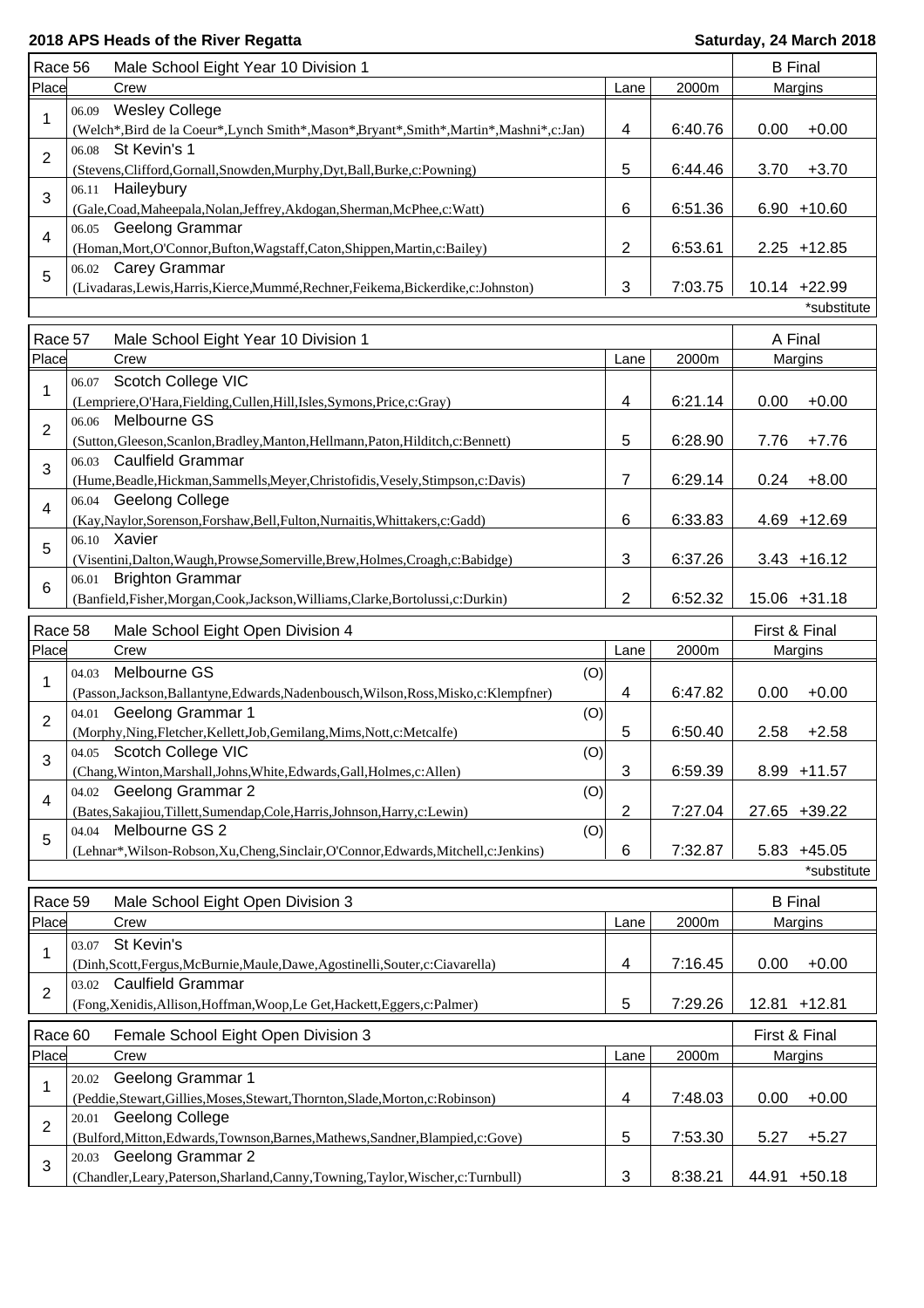**2018 APS Heads of the River Regatta** **Saturday, 24 March 2018**

| Race 56 | Male School Eight Year 10 Division 1 | | | B Final | |
|---|---|---|---|---|---|
| Place | Crew | Lane | 2000m | Margins | |
| 1 | 06.09 Wesley College (Welch*,Bird de la Coeur*,Lynch Smith*,Mason*,Bryant*,Smith*,Martin*,Mashni*,c:Jan) | 4 | 6:40.76 | 0.00 | +0.00 |
| 2 | 06.08 St Kevin's 1 (Stevens,Clifford,Gornall,Snowden,Murphy,Dyt,Ball,Burke,c:Powning) | 5 | 6:44.46 | 3.70 | +3.70 |
| 3 | 06.11 Haileybury (Gale,Coad,Maheepala,Nolan,Jeffrey,Akdogan,Sherman,McPhee,c:Watt) | 6 | 6:51.36 | 6.90 | +10.60 |
| 4 | 06.05 Geelong Grammar (Homan,Mort,O'Connor,Bufton,Wagstaff,Caton,Shippen,Martin,c:Bailey) | 2 | 6:53.61 | 2.25 | +12.85 |
| 5 | 06.02 Carey Grammar (Livadaras,Lewis,Harris,Kierce,Mummé,Rechner,Feikema,Bickerdike,c:Johnston) | 3 | 7:03.75 | 10.14 | +22.99 |

*substitute

| Race 57 | Male School Eight Year 10 Division 1 | | | A Final | |
|---|---|---|---|---|---|
| Place | Crew | Lane | 2000m | Margins | |
| 1 | 06.07 Scotch College VIC (Lempriere,O'Hara,Fielding,Cullen,Hill,Isles,Symons,Price,c:Gray) | 4 | 6:21.14 | 0.00 | +0.00 |
| 2 | 06.06 Melbourne GS (Sutton,Gleeson,Scanlon,Bradley,Manton,Hellmann,Paton,Hilditch,c:Bennett) | 5 | 6:28.90 | 7.76 | +7.76 |
| 3 | 06.03 Caulfield Grammar (Hume,Beadle,Hickman,Sammells,Meyer,Christofidis,Vesely,Stimpson,c:Davis) | 7 | 6:29.14 | 0.24 | +8.00 |
| 4 | 06.04 Geelong College (Kay,Naylor,Sorenson,Forshaw,Bell,Fulton,Nurnaitis,Whittakers,c:Gadd) | 6 | 6:33.83 | 4.69 | +12.69 |
| 5 | 06.10 Xavier (Visentini,Dalton,Waugh,Prowse,Somerville,Brew,Holmes,Croagh,c:Babidge) | 3 | 6:37.26 | 3.43 | +16.12 |
| 6 | 06.01 Brighton Grammar (Banfield,Fisher,Morgan,Cook,Jackson,Williams,Clarke,Bortolussi,c:Durkin) | 2 | 6:52.32 | 15.06 | +31.18 |

| Race 58 | Male School Eight Open Division 4 | | | First & Final | |
|---|---|---|---|---|---|
| Place | Crew | Lane | 2000m | Margins | |
| 1 | 04.03 Melbourne GS (O) (Passon,Jackson,Ballantyne,Edwards,Nadenbousch,Wilson,Ross,Misko,c:Klempfner) | 4 | 6:47.82 | 0.00 | +0.00 |
| 2 | 04.01 Geelong Grammar 1 (O) (Morphy,Ning,Fletcher,Kellett,Job,Gemilang,Mims,Nott,c:Metcalfe) | 5 | 6:50.40 | 2.58 | +2.58 |
| 3 | 04.05 Scotch College VIC (O) (Chang,Winton,Marshall,Johns,White,Edwards,Gall,Holmes,c:Allen) | 3 | 6:59.39 | 8.99 | +11.57 |
| 4 | 04.02 Geelong Grammar 2 (O) (Bates,Sakajiou,Tillett,Sumendap,Cole,Harris,Johnson,Harry,c:Lewin) | 2 | 7:27.04 | 27.65 | +39.22 |
| 5 | 04.04 Melbourne GS 2 (O) (Lehnar*,Wilson-Robson,Xu,Cheng,Sinclair,O'Connor,Edwards,Mitchell,c:Jenkins) | 6 | 7:32.87 | 5.83 | +45.05 |

*substitute

| Race 59 | Male School Eight Open Division 3 | | | B Final | |
|---|---|---|---|---|---|
| Place | Crew | Lane | 2000m | Margins | |
| 1 | 03.07 St Kevin's (Dinh,Scott,Fergus,McBurnie,Maule,Dawe,Agostinelli,Souter,c:Ciavarella) | 4 | 7:16.45 | 0.00 | +0.00 |
| 2 | 03.02 Caulfield Grammar (Fong,Xenidis,Allison,Hoffman,Woop,Le Get,Hackett,Eggers,c:Palmer) | 5 | 7:29.26 | 12.81 | +12.81 |

| Race 60 | Female School Eight Open Division 3 | | | First & Final | |
|---|---|---|---|---|---|
| Place | Crew | Lane | 2000m | Margins | |
| 1 | 20.02 Geelong Grammar 1 (Peddie,Stewart,Gillies,Moses,Stewart,Thornton,Slade,Morton,c:Robinson) | 4 | 7:48.03 | 0.00 | +0.00 |
| 2 | 20.01 Geelong College (Bulford,Mitton,Edwards,Townson,Barnes,Mathews,Sandner,Blampied,c:Gove) | 5 | 7:53.30 | 5.27 | +5.27 |
| 3 | 20.03 Geelong Grammar 2 (Chandler,Leary,Paterson,Sharland,Canny,Towning,Taylor,Wischer,c:Turnbull) | 3 | 8:38.21 | 44.91 | +50.18 |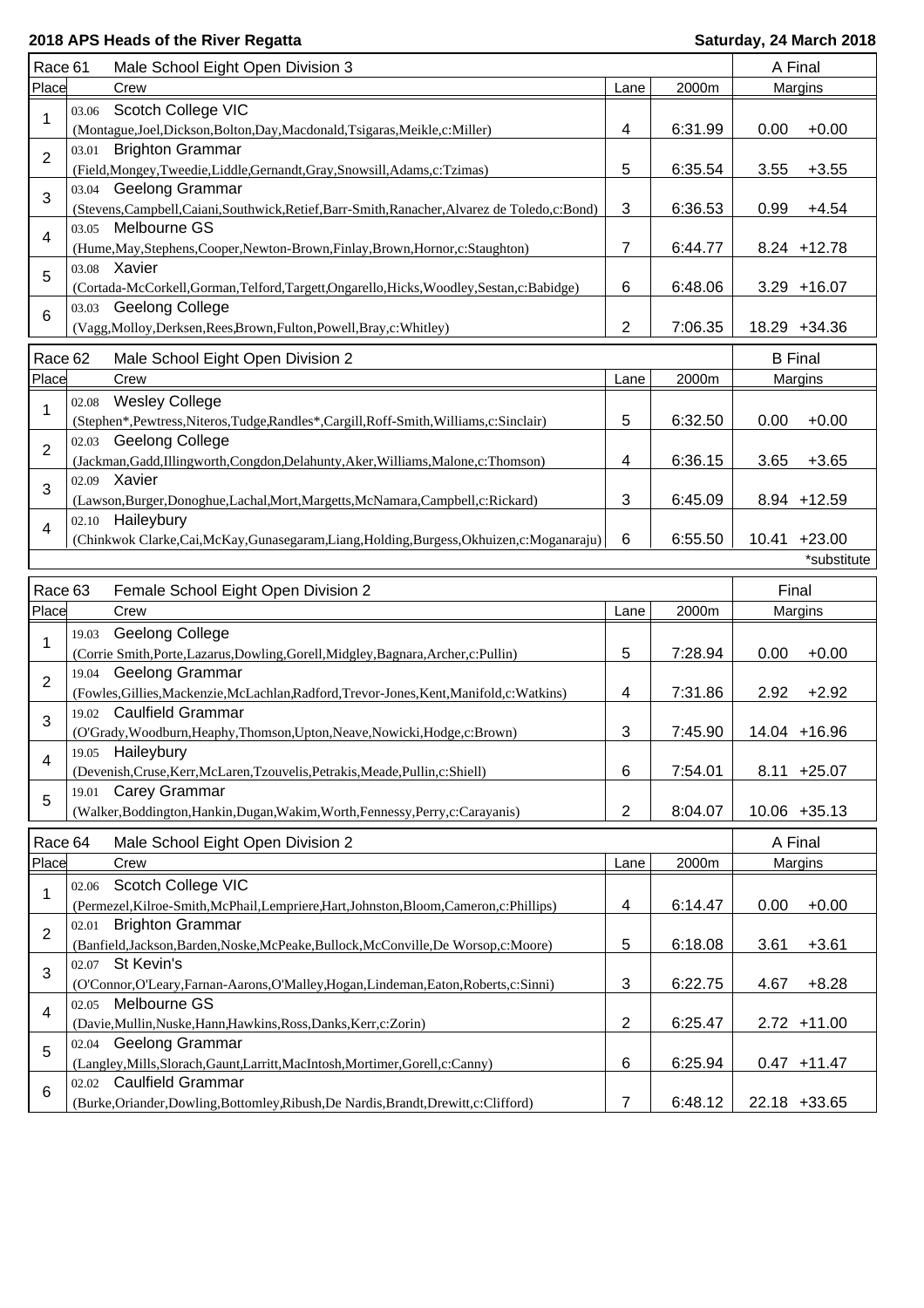**2018 APS Heads of the River Regatta** **Saturday, 24 March 2018**

| Race 61 | Male School Eight Open Division 3 | | | A Final | |
|---|---|---|---|---|---|
| Place | Crew | Lane | 2000m | Margins | |
| 1 | 03.06 Scotch College VIC (Montague,Joel,Dickson,Bolton,Day,Macdonald,Tsigaras,Meikle,c:Miller) | 4 | 6:31.99 | 0.00 | +0.00 |
| 2 | 03.01 Brighton Grammar (Field,Mongey,Tweedie,Liddle,Gernandt,Gray,Snowsill,Adams,c:Tzimas) | 5 | 6:35.54 | 3.55 | +3.55 |
| 3 | 03.04 Geelong Grammar (Stevens,Campbell,Caiani,Southwick,Retief,Barr-Smith,Ranacher,Alvarez de Toledo,c:Bond) | 3 | 6:36.53 | 0.99 | +4.54 |
| 4 | 03.05 Melbourne GS (Hume,May,Stephens,Cooper,Newton-Brown,Finlay,Brown,Hornor,c:Staughton) | 7 | 6:44.77 | 8.24 | +12.78 |
| 5 | 03.08 Xavier (Cortada-McCorkell,Gorman,Telford,Targett,Ongarello,Hicks,Woodley,Sestan,c:Babidge) | 6 | 6:48.06 | 3.29 | +16.07 |
| 6 | 03.03 Geelong College (Vagg,Molloy,Derksen,Rees,Brown,Fulton,Powell,Bray,c:Whitley) | 2 | 7:06.35 | 18.29 | +34.36 |

| Race 62 | Male School Eight Open Division 2 | | | B Final | |
|---|---|---|---|---|---|
| Place | Crew | Lane | 2000m | Margins | |
| 1 | 02.08 Wesley College (Stephen*,Pewtress,Niteros,Tudge,Randles*,Cargill,Roff-Smith,Williams,c:Sinclair) | 5 | 6:32.50 | 0.00 | +0.00 |
| 2 | 02.03 Geelong College (Jackman,Gadd,Illingworth,Congdon,Delahunty,Aker,Williams,Malone,c:Thomson) | 4 | 6:36.15 | 3.65 | +3.65 |
| 3 | 02.09 Xavier (Lawson,Burger,Donoghue,Lachal,Mort,Margetts,McNamara,Campbell,c:Rickard) | 3 | 6:45.09 | 8.94 | +12.59 |
| 4 | 02.10 Haileybury (Chinkwok Clarke,Cai,McKay,Gunasegaram,Liang,Holding,Burgess,Okhuizen,c:Moganaraju) | 6 | 6:55.50 | 10.41 | +23.00 |

*substitute

| Race 63 | Female School Eight Open Division 2 | | | Final | |
|---|---|---|---|---|---|
| Place | Crew | Lane | 2000m | Margins | |
| 1 | 19.03 Geelong College (Corrie Smith,Porte,Lazarus,Dowling,Gorell,Midgley,Bagnara,Archer,c:Pullin) | 5 | 7:28.94 | 0.00 | +0.00 |
| 2 | 19.04 Geelong Grammar (Fowles,Gillies,Mackenzie,McLachlan,Radford,Trevor-Jones,Kent,Manifold,c:Watkins) | 4 | 7:31.86 | 2.92 | +2.92 |
| 3 | 19.02 Caulfield Grammar (O'Grady,Woodburn,Heaphy,Thomson,Upton,Neave,Nowicki,Hodge,c:Brown) | 3 | 7:45.90 | 14.04 | +16.96 |
| 4 | 19.05 Haileybury (Devenish,Cruse,Kerr,McLaren,Tzouvelis,Petrakis,Meade,Pullin,c:Shiell) | 6 | 7:54.01 | 8.11 | +25.07 |
| 5 | 19.01 Carey Grammar (Walker,Boddington,Hankin,Dugan,Wakim,Worth,Fennessy,Perry,c:Carayanis) | 2 | 8:04.07 | 10.06 | +35.13 |

| Race 64 | Male School Eight Open Division 2 | | | A Final | |
|---|---|---|---|---|---|
| Place | Crew | Lane | 2000m | Margins | |
| 1 | 02.06 Scotch College VIC (Permezel,Kilroe-Smith,McPhail,Lempriere,Hart,Johnston,Bloom,Cameron,c:Phillips) | 4 | 6:14.47 | 0.00 | +0.00 |
| 2 | 02.01 Brighton Grammar (Banfield,Jackson,Barden,Noske,McPeake,Bullock,McConville,De Worsop,c:Moore) | 5 | 6:18.08 | 3.61 | +3.61 |
| 3 | 02.07 St Kevin's (O'Connor,O'Leary,Farnan-Aarons,O'Malley,Hogan,Lindeman,Eaton,Roberts,c:Sinni) | 3 | 6:22.75 | 4.67 | +8.28 |
| 4 | 02.05 Melbourne GS (Davie,Mullin,Nuske,Hann,Hawkins,Ross,Danks,Kerr,c:Zorin) | 2 | 6:25.47 | 2.72 | +11.00 |
| 5 | 02.04 Geelong Grammar (Langley,Mills,Slorach,Gaunt,Larritt,MacIntosh,Mortimer,Gorell,c:Canny) | 6 | 6:25.94 | 0.47 | +11.47 |
| 6 | 02.02 Caulfield Grammar (Burke,Oriander,Dowling,Bottomley,Ribush,De Nardis,Brandt,Drewitt,c:Clifford) | 7 | 6:48.12 | 22.18 | +33.65 |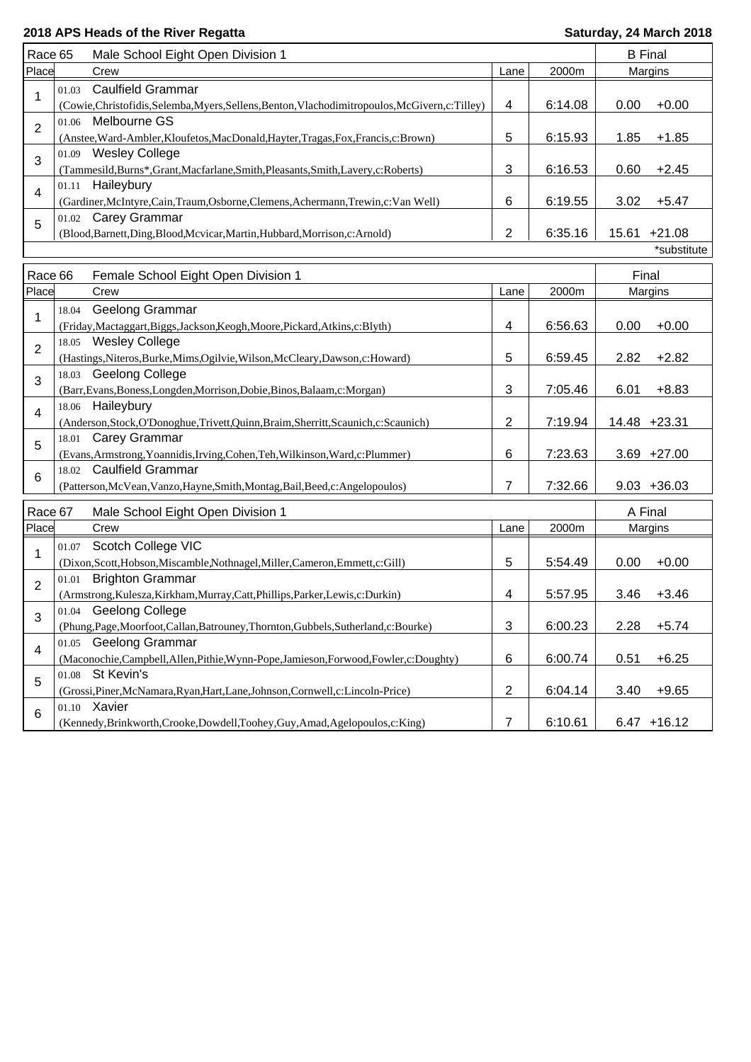**2018 APS Heads of the River Regatta** **Saturday, 24 March 2018**

| Race 65 | Male School Eight Open Division 1 | | | B Final | |
|---|---|---|---|---|---|
| Place | Crew | Lane | 2000m | Margins | |
| 1 | 01.03 Caulfield Grammar (Cowie,Christofidis,Selemba,Myers,Sellens,Benton,Vlachodimitropoulos,McGivern,c:Tilley) | 4 | 6:14.08 | 0.00 | +0.00 |
| 2 | 01.06 Melbourne GS (Anstee,Ward-Ambler,Kloufetos,MacDonald,Hayter,Tragas,Fox,Francis,c:Brown) | 5 | 6:15.93 | 1.85 | +1.85 |
| 3 | 01.09 Wesley College (Tammesild,Burns*,Grant,Macfarlane,Smith,Pleasants,Smith,Lavery,c:Roberts) | 3 | 6:16.53 | 0.60 | +2.45 |
| 4 | 01.11 Haileybury (Gardiner,McIntyre,Cain,Traum,Osborne,Clemens,Achermann,Trewin,c:Van Well) | 6 | 6:19.55 | 3.02 | +5.47 |
| 5 | 01.02 Carey Grammar (Blood,Barnett,Ding,Blood,Mcvicar,Martin,Hubbard,Morrison,c:Arnold) | 2 | 6:35.16 | 15.61 | +21.08 |

*substitute

| Race 66 | Female School Eight Open Division 1 | | | Final | |
|---|---|---|---|---|---|
| Place | Crew | Lane | 2000m | Margins | |
| 1 | 18.04 Geelong Grammar (Friday,Mactaggart,Biggs,Jackson,Keogh,Moore,Pickard,Atkins,c:Blyth) | 4 | 6:56.63 | 0.00 | +0.00 |
| 2 | 18.05 Wesley College (Hastings,Niteros,Burke,Mims,Ogilvie,Wilson,McCleary,Dawson,c:Howard) | 5 | 6:59.45 | 2.82 | +2.82 |
| 3 | 18.03 Geelong College (Barr,Evans,Boness,Longden,Morrison,Dobie,Binos,Balaam,c:Morgan) | 3 | 7:05.46 | 6.01 | +8.83 |
| 4 | 18.06 Haileybury (Anderson,Stock,O'Donoghue,Trivett,Quinn,Braim,Sherritt,Scaunich,c:Scaunich) | 2 | 7:19.94 | 14.48 | +23.31 |
| 5 | 18.01 Carey Grammar (Evans,Armstrong,Yoannidis,Irving,Cohen,Teh,Wilkinson,Ward,c:Plummer) | 6 | 7:23.63 | 3.69 | +27.00 |
| 6 | 18.02 Caulfield Grammar (Patterson,McVean,Vanzo,Hayne,Smith,Montag,Bail,Beed,c:Angelopoulos) | 7 | 7:32.66 | 9.03 | +36.03 |

| Race 67 | Male School Eight Open Division 1 | | | A Final | |
|---|---|---|---|---|---|
| Place | Crew | Lane | 2000m | Margins | |
| 1 | 01.07 Scotch College VIC (Dixon,Scott,Hobson,Miscamble,Nothnagel,Miller,Cameron,Emmett,c:Gill) | 5 | 5:54.49 | 0.00 | +0.00 |
| 2 | 01.01 Brighton Grammar (Armstrong,Kulesza,Kirkham,Murray,Catt,Phillips,Parker,Lewis,c:Durkin) | 4 | 5:57.95 | 3.46 | +3.46 |
| 3 | 01.04 Geelong College (Phung,Page,Moorfoot,Callan,Batrouney,Thornton,Gubbels,Sutherland,c:Bourke) | 3 | 6:00.23 | 2.28 | +5.74 |
| 4 | 01.05 Geelong Grammar (Maconochie,Campbell,Allen,Pithie,Wynn-Pope,Jamieson,Forwood,Fowler,c:Doughty) | 6 | 6:00.74 | 0.51 | +6.25 |
| 5 | 01.08 St Kevin's (Grossi,Piner,McNamara,Ryan,Hart,Lane,Johnson,Cornwell,c:Lincoln-Price) | 2 | 6:04.14 | 3.40 | +9.65 |
| 6 | 01.10 Xavier (Kennedy,Brinkworth,Crooke,Dowdell,Toohey,Guy,Amad,Agelopoulos,c:King) | 7 | 6:10.61 | 6.47 | +16.12 |